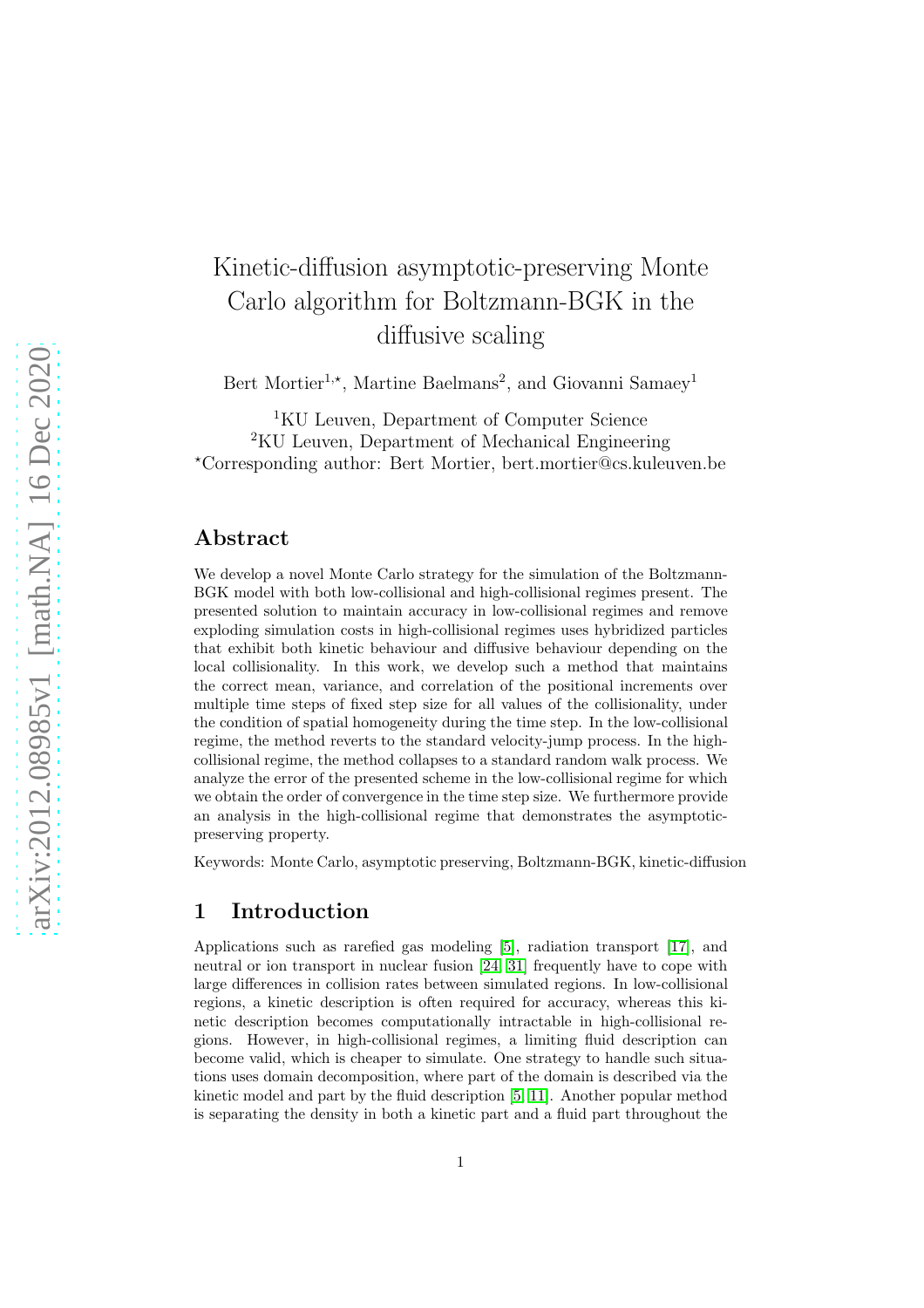# Kinetic-diffusion asymptotic-preserving Monte Carlo algorithm for Boltzmann-BGK in the diffusive scaling

Bert Mortier[1,⋆], Martine Baelmans[2], and Giovanni Samaey[1]

[1]KU Leuven, Department of Computer Science
[2]KU Leuven, Department of Mechanical Engineering
⋆Corresponding author: Bert Mortier, bert.mortier@cs.kuleuven.be

## Abstract

We develop a novel Monte Carlo strategy for the simulation of the Boltzmann-BGK model with both low-collisional and high-collisional regimes present. The presented solution to maintain accuracy in low-collisional regimes and remove exploding simulation costs in high-collisional regimes uses hybridized particles that exhibit both kinetic behaviour and diffusive behaviour depending on the local collisionality. In this work, we develop such a method that maintains the correct mean, variance, and correlation of the positional increments over multiple time steps of fixed step size for all values of the collisionality, under the condition of spatial homogeneity during the time step. In the low-collisional regime, the method reverts to the standard velocity-jump process. In the high-collisional regime, the method collapses to a standard random walk process. We analyze the error of the presented scheme in the low-collisional regime for which we obtain the order of convergence in the time step size. We furthermore provide an analysis in the high-collisional regime that demonstrates the asymptotic-preserving property.

Keywords: Monte Carlo, asymptotic preserving, Boltzmann-BGK, kinetic-diffusion

## 1 Introduction

Applications such as rarefied gas modeling [5], radiation transport [17], and neutral or ion transport in nuclear fusion [24, 31] frequently have to cope with large differences in collision rates between simulated regions. In low-collisional regions, a kinetic description is often required for accuracy, whereas this kinetic description becomes computationally intractable in high-collisional regions. However, in high-collisional regimes, a limiting fluid description can become valid, which is cheaper to simulate. One strategy to handle such situations uses domain decomposition, where part of the domain is described via the kinetic model and part by the fluid description [5, 11]. Another popular method is separating the density in both a kinetic part and a fluid part throughout the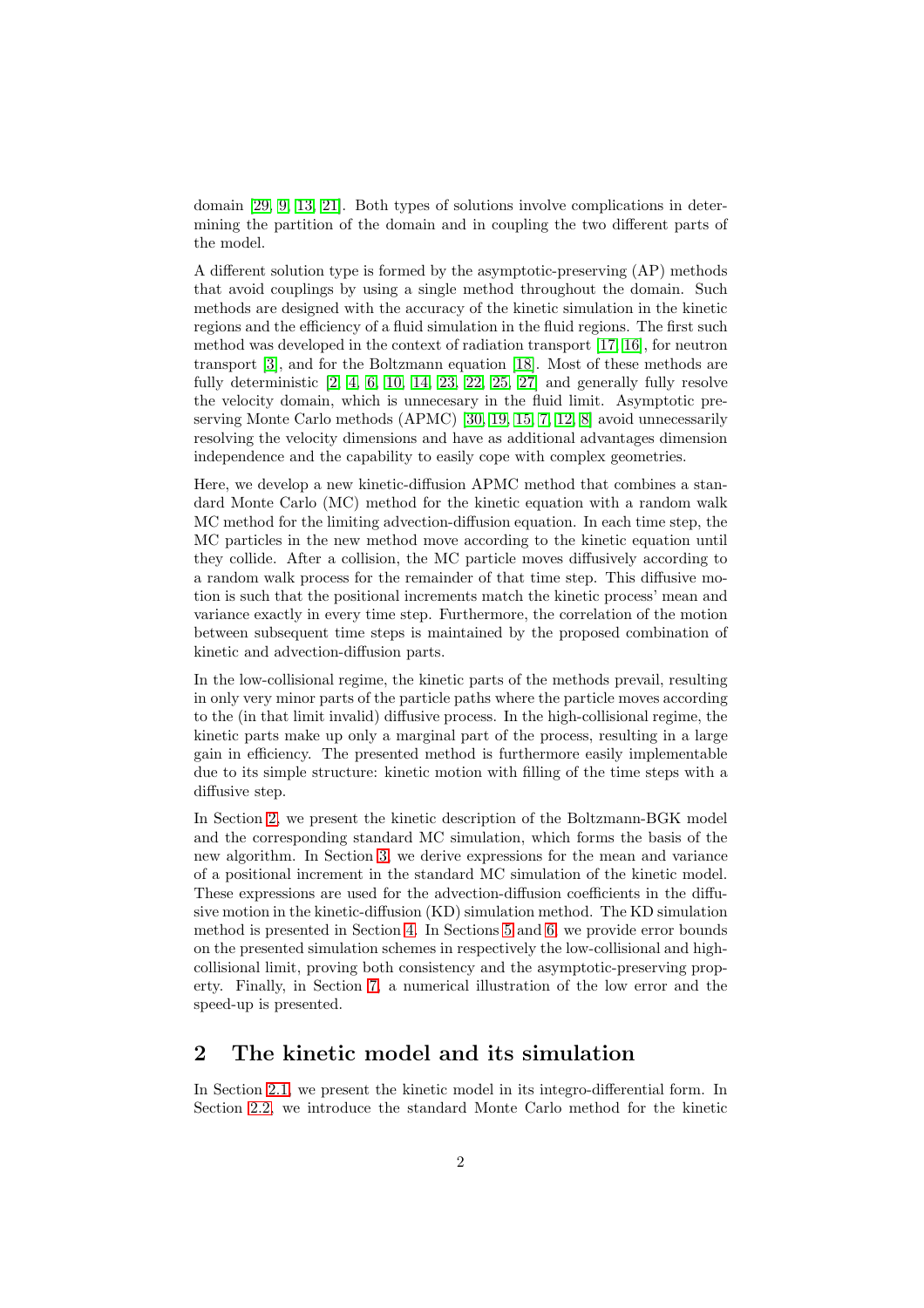domain [29, 9, 13, 21]. Both types of solutions involve complications in determining the partition of the domain and in coupling the two different parts of the model.

A different solution type is formed by the asymptotic-preserving (AP) methods that avoid couplings by using a single method throughout the domain. Such methods are designed with the accuracy of the kinetic simulation in the kinetic regions and the efficiency of a fluid simulation in the fluid regions. The first such method was developed in the context of radiation transport [17, 16], for neutron transport [3], and for the Boltzmann equation [18]. Most of these methods are fully deterministic [2, 4, 6, 10, 14, 23, 22, 25, 27] and generally fully resolve the velocity domain, which is unnecesary in the fluid limit. Asymptotic preserving Monte Carlo methods (APMC) [30, 19, 15, 7, 12, 8] avoid unnecessarily resolving the velocity dimensions and have as additional advantages dimension independence and the capability to easily cope with complex geometries.

Here, we develop a new kinetic-diffusion APMC method that combines a standard Monte Carlo (MC) method for the kinetic equation with a random walk MC method for the limiting advection-diffusion equation. In each time step, the MC particles in the new method move according to the kinetic equation until they collide. After a collision, the MC particle moves diffusively according to a random walk process for the remainder of that time step. This diffusive motion is such that the positional increments match the kinetic process' mean and variance exactly in every time step. Furthermore, the correlation of the motion between subsequent time steps is maintained by the proposed combination of kinetic and advection-diffusion parts.

In the low-collisional regime, the kinetic parts of the methods prevail, resulting in only very minor parts of the particle paths where the particle moves according to the (in that limit invalid) diffusive process. In the high-collisional regime, the kinetic parts make up only a marginal part of the process, resulting in a large gain in efficiency. The presented method is furthermore easily implementable due to its simple structure: kinetic motion with filling of the time steps with a diffusive step.

In Section 2, we present the kinetic description of the Boltzmann-BGK model and the corresponding standard MC simulation, which forms the basis of the new algorithm. In Section 3, we derive expressions for the mean and variance of a positional increment in the standard MC simulation of the kinetic model. These expressions are used for the advection-diffusion coefficients in the diffusive motion in the kinetic-diffusion (KD) simulation method. The KD simulation method is presented in Section 4. In Sections 5 and 6, we provide error bounds on the presented simulation schemes in respectively the low-collisional and high-collisional limit, proving both consistency and the asymptotic-preserving property. Finally, in Section 7, a numerical illustration of the low error and the speed-up is presented.

## 2 The kinetic model and its simulation

In Section 2.1, we present the kinetic model in its integro-differential form. In Section 2.2, we introduce the standard Monte Carlo method for the kinetic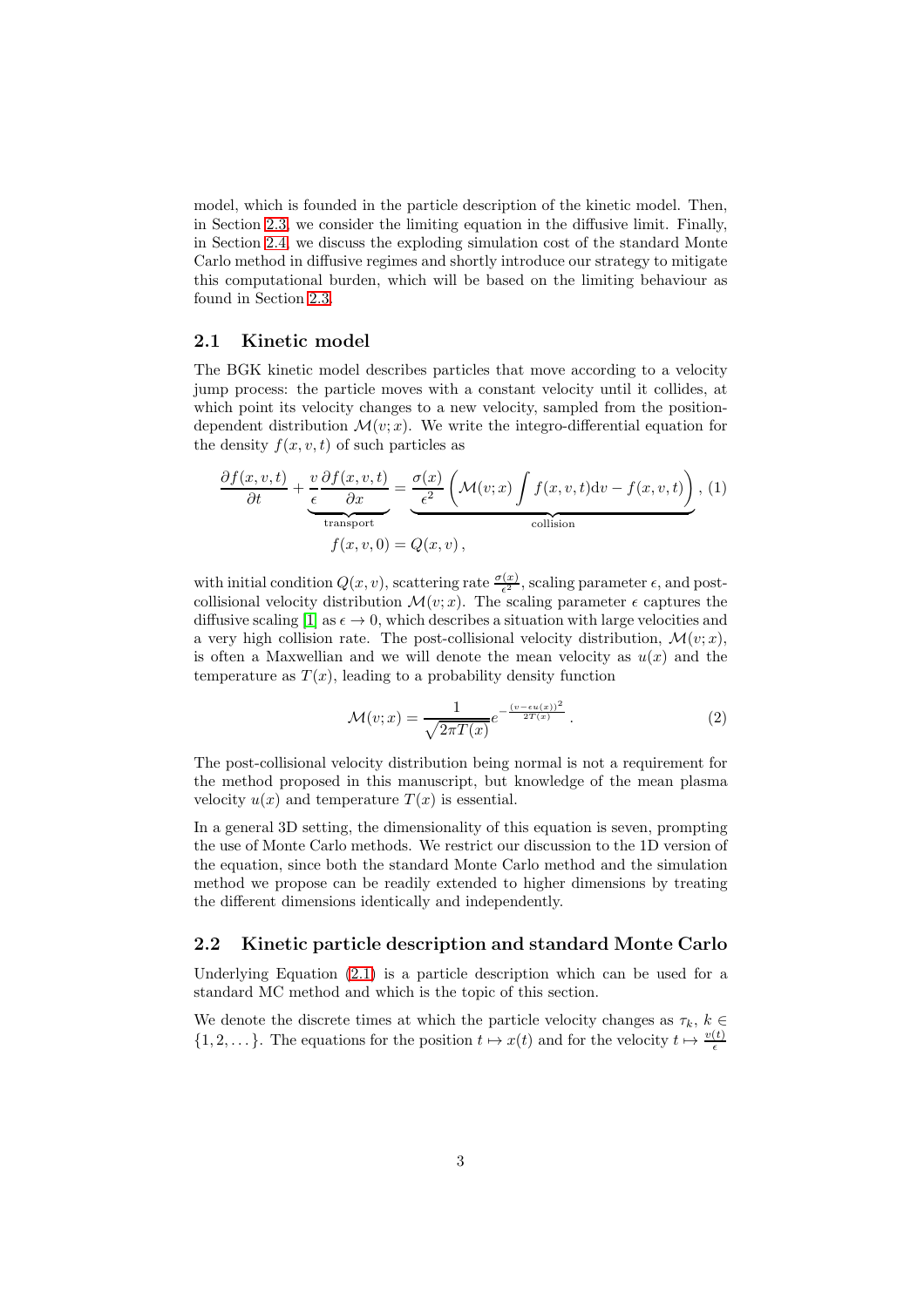model, which is founded in the particle description of the kinetic model. Then, in Section 2.3, we consider the limiting equation in the diffusive limit. Finally, in Section 2.4, we discuss the exploding simulation cost of the standard Monte Carlo method in diffusive regimes and shortly introduce our strategy to mitigate this computational burden, which will be based on the limiting behaviour as found in Section 2.3.

## 2.1 Kinetic model

The BGK kinetic model describes particles that move according to a velocity jump process: the particle moves with a constant velocity until it collides, at which point its velocity changes to a new velocity, sampled from the position-dependent distribution $\mathcal{M}(v;x)$. We write the integro-differential equation for the density $f(x,v,t)$ of such particles as

$$
\frac{\partial f(x,v,t)}{\partial t} + \underbrace{\frac{v}{\epsilon}\frac{\partial f(x,v,t)}{\partial x}}_{\text{transport}} = \underbrace{\frac{\sigma(x)}{\epsilon^2}\left(\mathcal{M}(v;x)\int f(x,v,t)\mathrm{d}v - f(x,v,t)\right)}_{\text{collision}}, \quad (1)
$$

$$
f(x,v,0) = Q(x,v)\,,
$$

with initial condition $Q(x,v)$, scattering rate $\frac{\sigma(x)}{\epsilon^2}$, scaling parameter $\epsilon$, and post-collisional velocity distribution $\mathcal{M}(v;x)$. The scaling parameter $\epsilon$ captures the diffusive scaling [1] as $\epsilon \to 0$, which describes a situation with large velocities and a very high collision rate. The post-collisional velocity distribution, $\mathcal{M}(v;x)$, is often a Maxwellian and we will denote the mean velocity as $u(x)$ and the temperature as $T(x)$, leading to a probability density function

$$
\mathcal{M}(v;x) = \frac{1}{\sqrt{2\pi T(x)}} e^{-\frac{(v-\epsilon u(x))^2}{2T(x)}}\,. \quad (2)
$$

The post-collisional velocity distribution being normal is not a requirement for the method proposed in this manuscript, but knowledge of the mean plasma velocity $u(x)$ and temperature $T(x)$ is essential.

In a general 3D setting, the dimensionality of this equation is seven, prompting the use of Monte Carlo methods. We restrict our discussion to the 1D version of the equation, since both the standard Monte Carlo method and the simulation method we propose can be readily extended to higher dimensions by treating the different dimensions identically and independently.

## 2.2 Kinetic particle description and standard Monte Carlo

Underlying Equation (2.1) is a particle description which can be used for a standard MC method and which is the topic of this section.

We denote the discrete times at which the particle velocity changes as $\tau_k$, $k \in \{1, 2, \dots\}$. The equations for the position $t \mapsto x(t)$ and for the velocity $t \mapsto \frac{v(t)}{\epsilon}$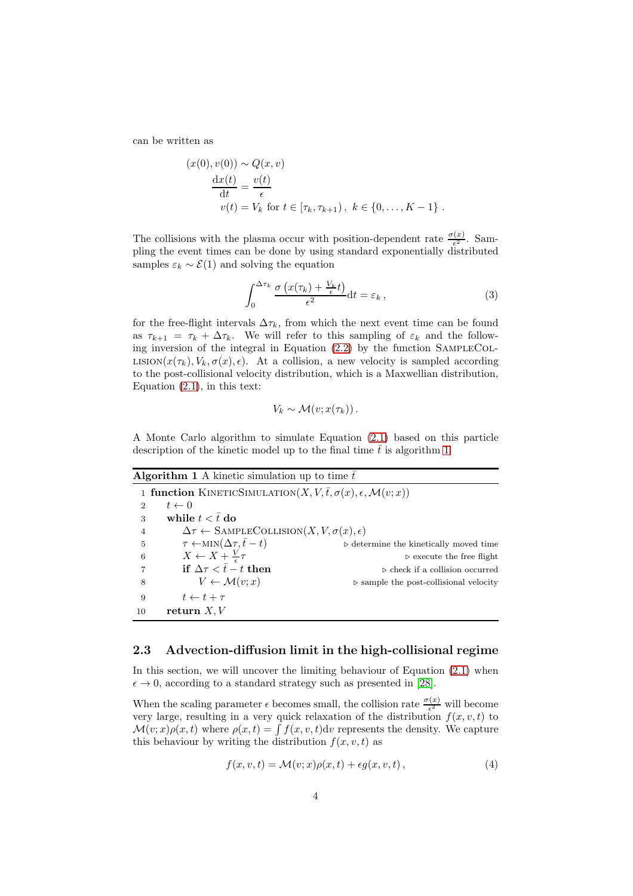can be written as

$$
\begin{aligned}
(x(0), v(0)) &\sim Q(x, v) \\
\frac{\mathrm{d}x(t)}{\mathrm{d}t} &= \frac{v(t)}{\epsilon} \\
v(t) &= V_k \text{ for } t \in [\tau_k, \tau_{k+1}) \,, \; k \in \{0, \ldots, K-1\} \,.
\end{aligned}
$$

The collisions with the plasma occur with position-dependent rate $\frac{\sigma(x)}{\epsilon^2}$. Sampling the event times can be done by using standard exponentially distributed samples $\varepsilon_k \sim \mathcal{E}(1)$ and solving the equation

$$
\int_0^{\Delta \tau_k} \frac{\sigma\left(x(\tau_k) + \frac{V_k}{\epsilon} t\right)}{\epsilon^2} \mathrm{d}t = \varepsilon_k \,, \tag{3}
$$

for the free-flight intervals $\Delta\tau_k$, from which the next event time can be found as $\tau_{k+1} = \tau_k + \Delta\tau_k$. We will refer to this sampling of $\varepsilon_k$ and the following inversion of the integral in Equation (2.2) by the function SampleCollision$(x(\tau_k), V_k, \sigma(x), \epsilon)$. At a collision, a new velocity is sampled according to the post-collisional velocity distribution, which is a Maxwellian distribution, Equation (2.1), in this text:

$$
V_k \sim \mathcal{M}(v; x(\tau_k)) \,.
$$

A Monte Carlo algorithm to simulate Equation (2.1) based on this particle description of the kinetic model up to the final time $\bar{t}$ is algorithm 1.

**Algorithm 1** A kinetic simulation up to time $\bar{t}$

```
 1 function KineticSimulation(X, V, t̄, σ(x), ϵ, M(v; x))
 2     t ← 0
 3     while t < t̄ do
 4         Δτ ← SampleCollision(X, V, σ(x), ϵ)
 5         τ ← min(Δτ, t̄ − t)            ▷ determine the kinetically moved time
 6         X ← X + (V/ϵ) τ                ▷ execute the free flight
 7         if Δτ < t̄ − t then             ▷ check if a collision occurred
 8             V ← M(v; x)                ▷ sample the post-collisional velocity
 9         t ← t + τ
10     return X, V
```

## 2.3 Advection-diffusion limit in the high-collisional regime

In this section, we will uncover the limiting behaviour of Equation (2.1) when $\epsilon \to 0$, according to a standard strategy such as presented in [28].

When the scaling parameter $\epsilon$ becomes small, the collision rate $\frac{\sigma(x)}{\epsilon^2}$ will become very large, resulting in a very quick relaxation of the distribution $f(x, v, t)$ to $\mathcal{M}(v; x)\rho(x, t)$ where $\rho(x, t) = \int f(x, v, t)\mathrm{d}v$ represents the density. We capture this behaviour by writing the distribution $f(x, v, t)$ as

$$
f(x, v, t) = \mathcal{M}(v; x)\rho(x, t) + \epsilon g(x, v, t) \,, \tag{4}
$$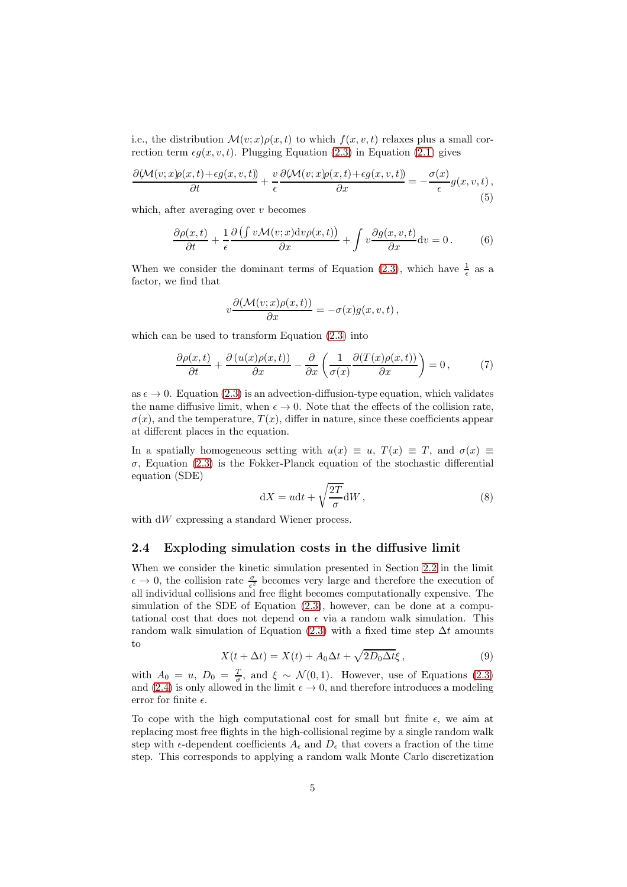i.e., the distribution $\mathcal{M}(v;x)\rho(x,t)$ to which $f(x,v,t)$ relaxes plus a small correction term $\epsilon g(x,v,t)$. Plugging Equation (2.3) in Equation (2.1) gives

$$\frac{\partial(\mathcal{M}(v;x)\rho(x,t)+\epsilon g(x,v,t))}{\partial t} + \frac{v}{\epsilon}\frac{\partial(\mathcal{M}(v;x)\rho(x,t)+\epsilon g(x,v,t))}{\partial x} = -\frac{\sigma(x)}{\epsilon}g(x,v,t)\,, \tag{5}$$

which, after averaging over $v$ becomes

$$\frac{\partial\rho(x,t)}{\partial t} + \frac{1}{\epsilon}\frac{\partial\left(\int v\mathcal{M}(v;x)\mathrm{d}v\rho(x,t)\right)}{\partial x} + \int v\frac{\partial g(x,v,t)}{\partial x}\mathrm{d}v = 0\,. \tag{6}$$

When we consider the dominant terms of Equation (2.3), which have $\frac{1}{\epsilon}$ as a factor, we find that

$$v\frac{\partial(\mathcal{M}(v;x)\rho(x,t))}{\partial x} = -\sigma(x)g(x,v,t)\,,$$

which can be used to transform Equation (2.3) into

$$\frac{\partial\rho(x,t)}{\partial t} + \frac{\partial\left(u(x)\rho(x,t)\right)}{\partial x} - \frac{\partial}{\partial x}\left(\frac{1}{\sigma(x)}\frac{\partial(T(x)\rho(x,t))}{\partial x}\right) = 0\,, \tag{7}$$

as $\epsilon \to 0$. Equation (2.3) is an advection-diffusion-type equation, which validates the name diffusive limit, when $\epsilon \to 0$. Note that the effects of the collision rate, $\sigma(x)$, and the temperature, $T(x)$, differ in nature, since these coefficients appear at different places in the equation.

In a spatially homogeneous setting with $u(x) \equiv u$, $T(x) \equiv T$, and $\sigma(x) \equiv \sigma$, Equation (2.3) is the Fokker-Planck equation of the stochastic differential equation (SDE)

$$\mathrm{d}X = u\mathrm{d}t + \sqrt{\frac{2T}{\sigma}}\mathrm{d}W\,, \tag{8}$$

with $\mathrm{d}W$ expressing a standard Wiener process.

## 2.4 Exploding simulation costs in the diffusive limit

When we consider the kinetic simulation presented in Section 2.2 in the limit $\epsilon \to 0$, the collision rate $\frac{\sigma}{\epsilon^2}$ becomes very large and therefore the execution of all individual collisions and free flight becomes computationally expensive. The simulation of the SDE of Equation (2.3), however, can be done at a computational cost that does not depend on $\epsilon$ via a random walk simulation. This random walk simulation of Equation (2.3) with a fixed time step $\Delta t$ amounts to

$$X(t+\Delta t) = X(t) + A_0\Delta t + \sqrt{2D_0\Delta t}\xi\,, \tag{9}$$

with $A_0 = u$, $D_0 = \frac{T}{\sigma}$, and $\xi \sim \mathcal{N}(0,1)$. However, use of Equations (2.3) and (2.4) is only allowed in the limit $\epsilon \to 0$, and therefore introduces a modeling error for finite $\epsilon$.

To cope with the high computational cost for small but finite $\epsilon$, we aim at replacing most free flights in the high-collisional regime by a single random walk step with $\epsilon$-dependent coefficients $A_\epsilon$ and $D_\epsilon$ that covers a fraction of the time step. This corresponds to applying a random walk Monte Carlo discretization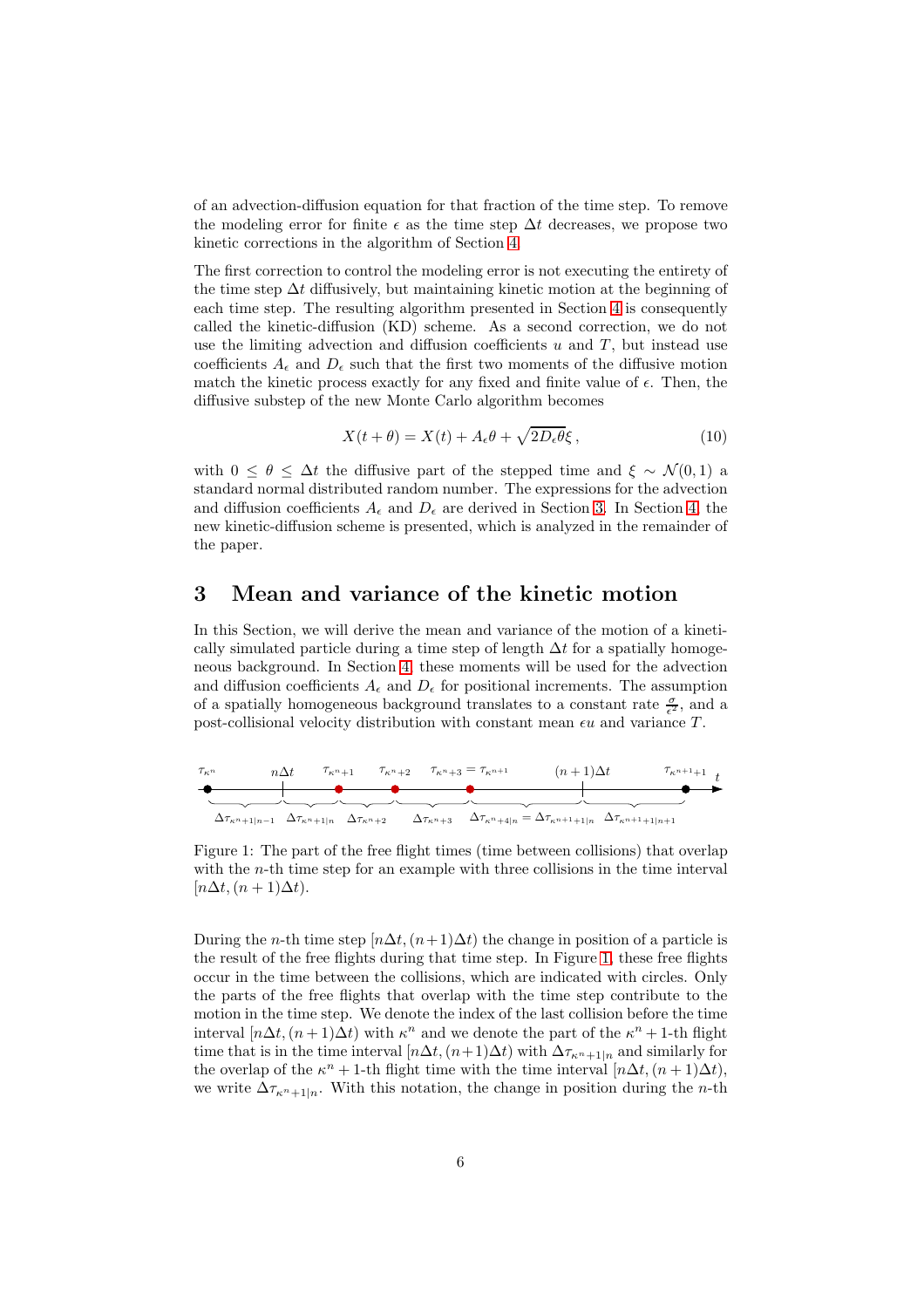of an advection-diffusion equation for that fraction of the time step. To remove the modeling error for finite $\epsilon$ as the time step $\Delta t$ decreases, we propose two kinetic corrections in the algorithm of Section 4.

The first correction to control the modeling error is not executing the entirety of the time step $\Delta t$ diffusively, but maintaining kinetic motion at the beginning of each time step. The resulting algorithm presented in Section 4 is consequently called the kinetic-diffusion (KD) scheme. As a second correction, we do not use the limiting advection and diffusion coefficients $u$ and $T$, but instead use coefficients $A_\epsilon$ and $D_\epsilon$ such that the first two moments of the diffusive motion match the kinetic process exactly for any fixed and finite value of $\epsilon$. Then, the diffusive substep of the new Monte Carlo algorithm becomes

$$X(t+\theta) = X(t) + A_\epsilon \theta + \sqrt{2D_\epsilon \theta}\xi\,, \tag{10}$$

with $0 \leq \theta \leq \Delta t$ the diffusive part of the stepped time and $\xi \sim \mathcal{N}(0,1)$ a standard normal distributed random number. The expressions for the advection and diffusion coefficients $A_\epsilon$ and $D_\epsilon$ are derived in Section 3. In Section 4, the new kinetic-diffusion scheme is presented, which is analyzed in the remainder of the paper.

## 3 Mean and variance of the kinetic motion

In this Section, we will derive the mean and variance of the motion of a kinetically simulated particle during a time step of length $\Delta t$ for a spatially homogeneous background. In Section 4, these moments will be used for the advection and diffusion coefficients $A_\epsilon$ and $D_\epsilon$ for positional increments. The assumption of a spatially homogeneous background translates to a constant rate $\frac{\sigma}{\epsilon^2}$, and a post-collisional velocity distribution with constant mean $\epsilon u$ and variance $T$.

Figure 1: The part of the free flight times (time between collisions) that overlap with the $n$-th time step for an example with three collisions in the time interval $[n\Delta t, (n+1)\Delta t)$.

During the $n$-th time step $[n\Delta t, (n+1)\Delta t)$ the change in position of a particle is the result of the free flights during that time step. In Figure 1, these free flights occur in the time between the collisions, which are indicated with circles. Only the parts of the free flights that overlap with the time step contribute to the motion in the time step. We denote the index of the last collision before the time interval $[n\Delta t, (n+1)\Delta t)$ with $\kappa^n$ and we denote the part of the $\kappa^n+1$-th flight time that is in the time interval $[n\Delta t, (n+1)\Delta t)$ with $\Delta\tau_{\kappa^n+1|n}$ and similarly for the overlap of the $\kappa^n+1$-th flight time with the time interval $[n\Delta t, (n+1)\Delta t)$, we write $\Delta\tau_{\kappa^n+1|n}$. With this notation, the change in position during the $n$-th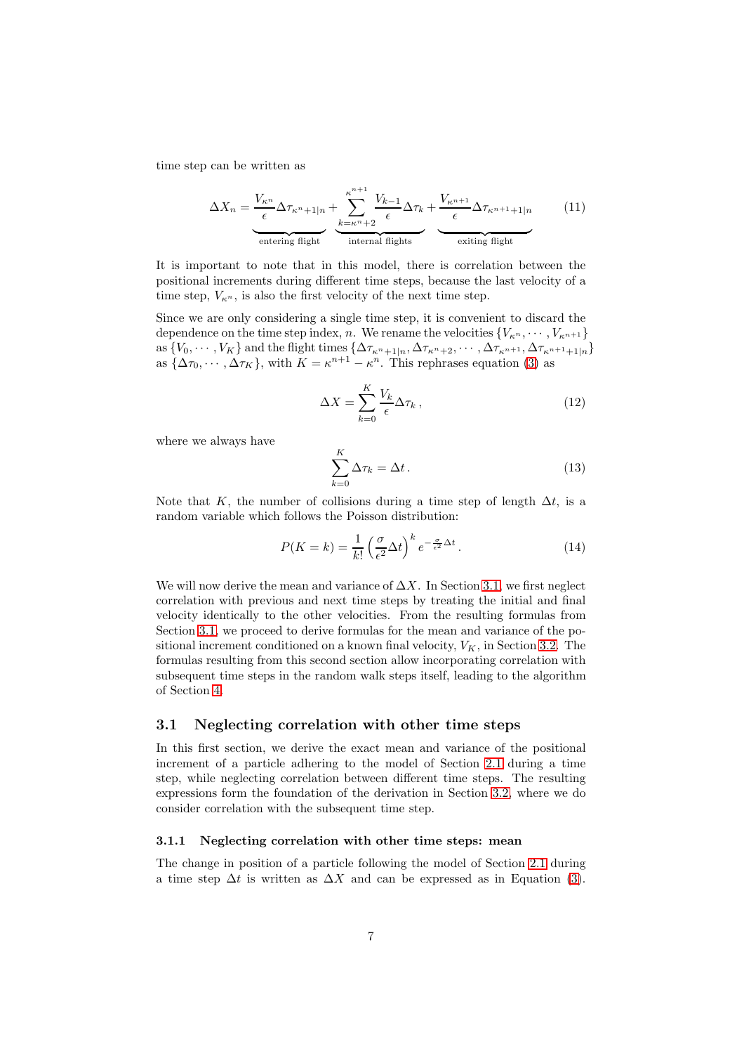time step can be written as

$$\Delta X_n = \underbrace{\frac{V_{\kappa^n}}{\epsilon} \Delta \tau_{\kappa^n+1|n}}_{\text{entering flight}} + \underbrace{\sum_{k=\kappa^n+2}^{\kappa^{n+1}} \frac{V_{k-1}}{\epsilon} \Delta \tau_k}_{\text{internal flights}} + \underbrace{\frac{V_{\kappa^{n+1}}}{\epsilon} \Delta \tau_{\kappa^{n+1}+1|n}}_{\text{exiting flight}} \tag{11}$$

It is important to note that in this model, there is correlation between the positional increments during different time steps, because the last velocity of a time step, $V_{\kappa^n}$, is also the first velocity of the next time step.

Since we are only considering a single time step, it is convenient to discard the dependence on the time step index, $n$. We rename the velocities $\{V_{\kappa^n}, \cdots, V_{\kappa^{n+1}}\}$ as $\{V_0, \cdots, V_K\}$ and the flight times $\{\Delta\tau_{\kappa^n+1|n}, \Delta\tau_{\kappa^n+2}, \cdots, \Delta\tau_{\kappa^{n+1}}, \Delta\tau_{\kappa^{n+1}+1|n}\}$ as $\{\Delta\tau_0, \cdots, \Delta\tau_K\}$, with $K = \kappa^{n+1} - \kappa^n$. This rephrases equation (3) as

$$\Delta X = \sum_{k=0}^{K} \frac{V_k}{\epsilon} \Delta \tau_k \,, \tag{12}$$

where we always have

$$\sum_{k=0}^{K} \Delta \tau_k = \Delta t \,. \tag{13}$$

Note that $K$, the number of collisions during a time step of length $\Delta t$, is a random variable which follows the Poisson distribution:

$$P(K = k) = \frac{1}{k!} \left( \frac{\sigma}{\epsilon^2} \Delta t \right)^k e^{-\frac{\sigma}{\epsilon^2} \Delta t} \,. \tag{14}$$

We will now derive the mean and variance of $\Delta X$. In Section 3.1, we first neglect correlation with previous and next time steps by treating the initial and final velocity identically to the other velocities. From the resulting formulas from Section 3.1, we proceed to derive formulas for the mean and variance of the positional increment conditioned on a known final velocity, $V_K$, in Section 3.2. The formulas resulting from this second section allow incorporating correlation with subsequent time steps in the random walk steps itself, leading to the algorithm of Section 4.

## 3.1 Neglecting correlation with other time steps

In this first section, we derive the exact mean and variance of the positional increment of a particle adhering to the model of Section 2.1 during a time step, while neglecting correlation between different time steps. The resulting expressions form the foundation of the derivation in Section 3.2, where we do consider correlation with the subsequent time step.

### 3.1.1 Neglecting correlation with other time steps: mean

The change in position of a particle following the model of Section 2.1 during a time step $\Delta t$ is written as $\Delta X$ and can be expressed as in Equation (3).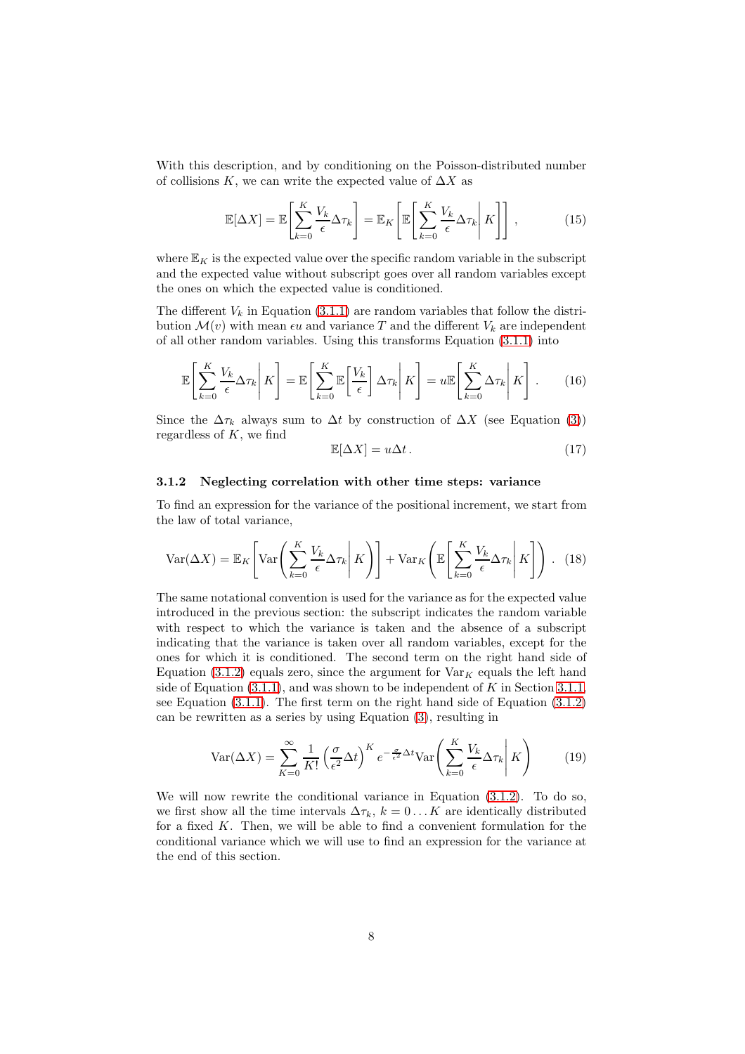With this description, and by conditioning on the Poisson-distributed number of collisions $K$, we can write the expected value of $\Delta X$ as

$$\mathbb{E}[\Delta X] = \mathbb{E}\left[\sum_{k=0}^{K} \frac{V_k}{\epsilon} \Delta\tau_k\right] = \mathbb{E}_K\left[\mathbb{E}\left[\sum_{k=0}^{K} \frac{V_k}{\epsilon} \Delta\tau_k \middle| K\right]\right], \tag{15}$$

where $\mathbb{E}_K$ is the expected value over the specific random variable in the subscript and the expected value without subscript goes over all random variables except the ones on which the expected value is conditioned.

The different $V_k$ in Equation (3.1.1) are random variables that follow the distribution $\mathcal{M}(v)$ with mean $\epsilon u$ and variance $T$ and the different $V_k$ are independent of all other random variables. Using this transforms Equation (3.1.1) into

$$\mathbb{E}\left[\sum_{k=0}^{K} \frac{V_k}{\epsilon} \Delta\tau_k \middle| K\right] = \mathbb{E}\left[\sum_{k=0}^{K} \mathbb{E}\left[\frac{V_k}{\epsilon}\right] \Delta\tau_k \middle| K\right] = u\mathbb{E}\left[\sum_{k=0}^{K} \Delta\tau_k \middle| K\right]. \tag{16}$$

Since the $\Delta\tau_k$ always sum to $\Delta t$ by construction of $\Delta X$ (see Equation (3)) regardless of $K$, we find

$$\mathbb{E}[\Delta X] = u\Delta t. \tag{17}$$

### 3.1.2 Neglecting correlation with other time steps: variance

To find an expression for the variance of the positional increment, we start from the law of total variance,

$$\mathrm{Var}(\Delta X) = \mathbb{E}_K\left[\mathrm{Var}\left(\sum_{k=0}^{K} \frac{V_k}{\epsilon} \Delta\tau_k \middle| K\right)\right] + \mathrm{Var}_K\left(\mathbb{E}\left[\sum_{k=0}^{K} \frac{V_k}{\epsilon} \Delta\tau_k \middle| K\right]\right). \tag{18}$$

The same notational convention is used for the variance as for the expected value introduced in the previous section: the subscript indicates the random variable with respect to which the variance is taken and the absence of a subscript indicating that the variance is taken over all random variables, except for the ones for which it is conditioned. The second term on the right hand side of Equation (3.1.2) equals zero, since the argument for $\mathrm{Var}_K$ equals the left hand side of Equation (3.1.1), and was shown to be independent of $K$ in Section 3.1.1, see Equation (3.1.1). The first term on the right hand side of Equation (3.1.2) can be rewritten as a series by using Equation (3), resulting in

$$\mathrm{Var}(\Delta X) = \sum_{K=0}^{\infty} \frac{1}{K!}\left(\frac{\sigma}{\epsilon^2}\Delta t\right)^K e^{-\frac{\sigma}{\epsilon^2}\Delta t}\mathrm{Var}\left(\sum_{k=0}^{K} \frac{V_k}{\epsilon} \Delta\tau_k \middle| K\right) \tag{19}$$

We will now rewrite the conditional variance in Equation (3.1.2). To do so, we first show all the time intervals $\Delta\tau_k$, $k = 0 \ldots K$ are identically distributed for a fixed $K$. Then, we will be able to find a convenient formulation for the conditional variance which we will use to find an expression for the variance at the end of this section.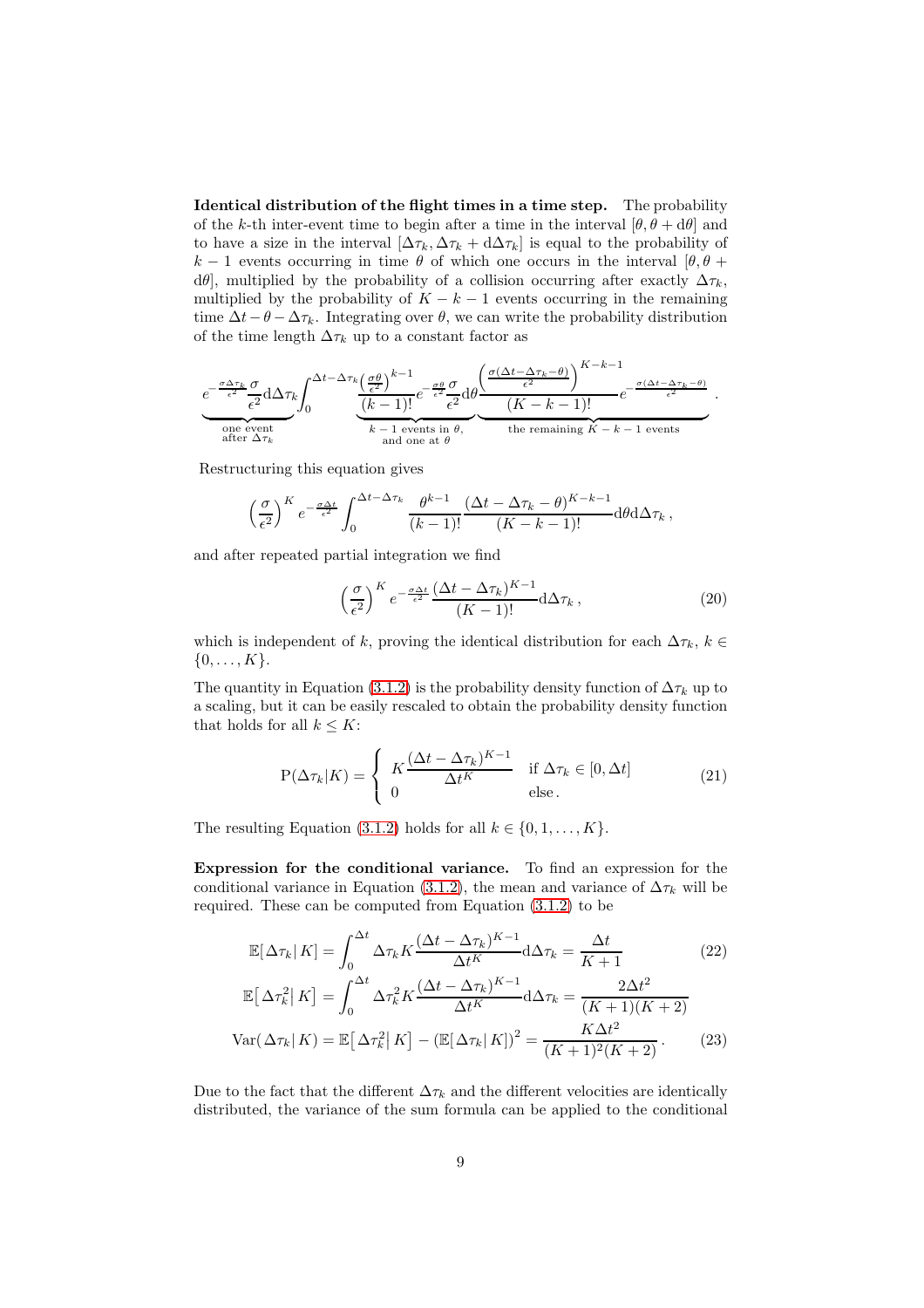**Identical distribution of the flight times in a time step.** The probability of the $k$-th inter-event time to begin after a time in the interval $[\theta, \theta + \mathrm{d}\theta]$ and to have a size in the interval $[\Delta\tau_k, \Delta\tau_k + \mathrm{d}\Delta\tau_k]$ is equal to the probability of $k-1$ events occurring in time $\theta$ of which one occurs in the interval $[\theta, \theta + \mathrm{d}\theta]$, multiplied by the probability of a collision occurring after exactly $\Delta\tau_k$, multiplied by the probability of $K-k-1$ events occurring in the remaining time $\Delta t - \theta - \Delta\tau_k$. Integrating over $\theta$, we can write the probability distribution of the time length $\Delta\tau_k$ up to a constant factor as

$$
\underbrace{e^{-\frac{\sigma\Delta\tau_k}{\epsilon^2}}\frac{\sigma}{\epsilon^2}\mathrm{d}\Delta\tau_k}_{\substack{\text{one event}\\ \text{after } \Delta\tau_k}}\int_0^{\Delta t-\Delta\tau_k}\underbrace{\frac{\left(\frac{\sigma\theta}{\epsilon^2}\right)^{k-1}}{(k-1)!}e^{-\frac{\sigma\theta}{\epsilon^2}}\frac{\sigma}{\epsilon^2}\mathrm{d}\theta}_{\substack{k-1 \text{ events in } \theta,\\ \text{and one at } \theta}}\underbrace{\frac{\left(\frac{\sigma(\Delta t-\Delta\tau_k-\theta)}{\epsilon^2}\right)^{K-k-1}}{(K-k-1)!}e^{-\frac{\sigma(\Delta t-\Delta\tau_k-\theta)}{\epsilon^2}}}_{\text{the remaining } K-k-1 \text{ events}}.
$$

Restructuring this equation gives

$$
\left(\frac{\sigma}{\epsilon^2}\right)^K e^{-\frac{\sigma\Delta t}{\epsilon^2}}\int_0^{\Delta t-\Delta\tau_k}\frac{\theta^{k-1}}{(k-1)!}\frac{(\Delta t-\Delta\tau_k-\theta)^{K-k-1}}{(K-k-1)!}\mathrm{d}\theta\mathrm{d}\Delta\tau_k\,,
$$

and after repeated partial integration we find

$$
\left(\frac{\sigma}{\epsilon^2}\right)^K e^{-\frac{\sigma\Delta t}{\epsilon^2}}\frac{(\Delta t-\Delta\tau_k)^{K-1}}{(K-1)!}\mathrm{d}\Delta\tau_k\,, \tag{20}
$$

which is independent of $k$, proving the identical distribution for each $\Delta\tau_k$, $k \in \{0, \dots, K\}$.

The quantity in Equation (3.1.2) is the probability density function of $\Delta\tau_k$ up to a scaling, but it can be easily rescaled to obtain the probability density function that holds for all $k \leq K$:

$$
\mathrm{P}(\Delta\tau_k|K) = \begin{cases} K\dfrac{(\Delta t-\Delta\tau_k)^{K-1}}{\Delta t^K} & \text{if } \Delta\tau_k \in [0, \Delta t] \\ 0 & \text{else}\,. \end{cases} \tag{21}
$$

The resulting Equation (3.1.2) holds for all $k \in \{0, 1, \dots, K\}$.

**Expression for the conditional variance.** To find an expression for the conditional variance in Equation (3.1.2), the mean and variance of $\Delta\tau_k$ will be required. These can be computed from Equation (3.1.2) to be

$$
\mathbb{E}[\,\Delta\tau_k|\,K] = \int_0^{\Delta t}\Delta\tau_k K\frac{(\Delta t-\Delta\tau_k)^{K-1}}{\Delta t^K}\mathrm{d}\Delta\tau_k = \frac{\Delta t}{K+1} \tag{22}
$$

$$
\mathbb{E}\big[\,\Delta\tau_k^2\big|\,K\big] = \int_0^{\Delta t}\Delta\tau_k^2 K\frac{(\Delta t-\Delta\tau_k)^{K-1}}{\Delta t^K}\mathrm{d}\Delta\tau_k = \frac{2\Delta t^2}{(K+1)(K+2)}
$$

$$
\mathrm{Var}(\,\Delta\tau_k|\,K) = \mathbb{E}\big[\,\Delta\tau_k^2\big|\,K\big] - (\mathbb{E}[\,\Delta\tau_k|\,K])^2 = \frac{K\Delta t^2}{(K+1)^2(K+2)}\,. \tag{23}
$$

Due to the fact that the different $\Delta\tau_k$ and the different velocities are identically distributed, the variance of the sum formula can be applied to the conditional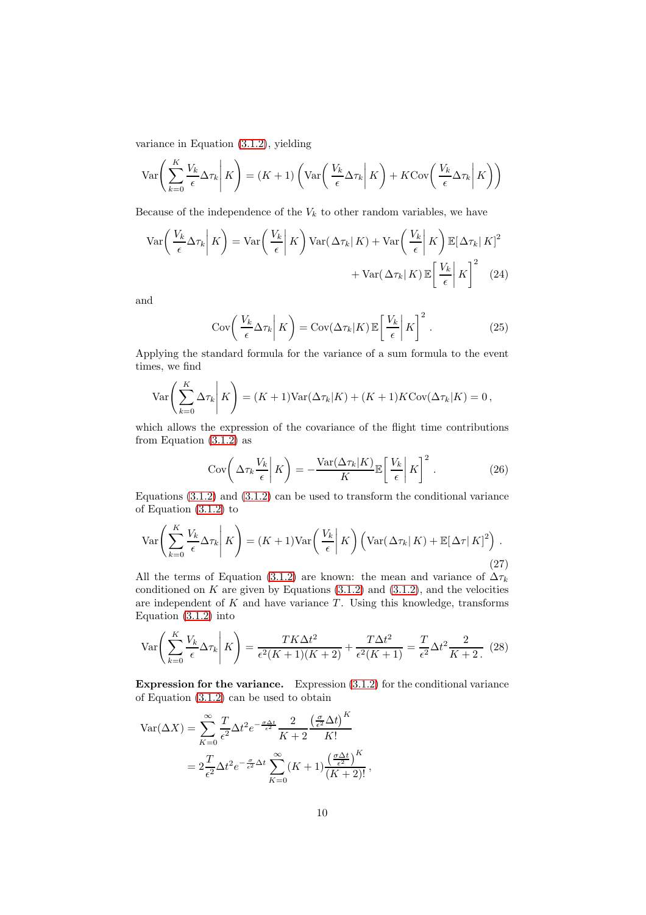variance in Equation (3.1.2), yielding

$$\mathrm{Var}\bigg(\sum_{k=0}^{K}\frac{V_k}{\epsilon}\Delta\tau_k\bigg|\,K\bigg) = (K+1)\left(\mathrm{Var}\bigg(\frac{V_k}{\epsilon}\Delta\tau_k\bigg|\,K\bigg) + K\mathrm{Cov}\bigg(\frac{V_k}{\epsilon}\Delta\tau_k\bigg|\,K\bigg)\right)$$

Because of the independence of the $V_k$ to other random variables, we have

$$\mathrm{Var}\bigg(\frac{V_k}{\epsilon}\Delta\tau_k\bigg|\,K\bigg) = \mathrm{Var}\bigg(\frac{V_k}{\epsilon}\bigg|\,K\bigg)\,\mathrm{Var}(\,\Delta\tau_k|\,K) + \mathrm{Var}\bigg(\frac{V_k}{\epsilon}\bigg|\,K\bigg)\,\mathbb{E}[\,\Delta\tau_k|\,K]^2 + \mathrm{Var}(\,\Delta\tau_k|\,K)\,\mathbb{E}\bigg[\,\frac{V_k}{\epsilon}\bigg|\,K\bigg]^2 \quad (24)$$

and

$$\mathrm{Cov}\bigg(\frac{V_k}{\epsilon}\Delta\tau_k\bigg|\,K\bigg) = \mathrm{Cov}(\Delta\tau_k|K)\,\mathbb{E}\bigg[\,\frac{V_k}{\epsilon}\bigg|\,K\bigg]^2\,. \quad (25)$$

Applying the standard formula for the variance of a sum formula to the event times, we find

$$\mathrm{Var}\bigg(\sum_{k=0}^{K}\Delta\tau_k\bigg|\,K\bigg) = (K+1)\mathrm{Var}(\Delta\tau_k|K) + (K+1)K\mathrm{Cov}(\Delta\tau_k|K) = 0\,,$$

which allows the expression of the covariance of the flight time contributions from Equation (3.1.2) as

$$\mathrm{Cov}\bigg(\Delta\tau_k\frac{V_k}{\epsilon}\bigg|\,K\bigg) = -\frac{\mathrm{Var}(\Delta\tau_k|K)}{K}\mathbb{E}\bigg[\,\frac{V_k}{\epsilon}\bigg|\,K\bigg]^2\,. \quad (26)$$

Equations (3.1.2) and (3.1.2) can be used to transform the conditional variance of Equation (3.1.2) to

$$\mathrm{Var}\bigg(\sum_{k=0}^{K}\frac{V_k}{\epsilon}\Delta\tau_k\bigg|\,K\bigg) = (K+1)\mathrm{Var}\bigg(\frac{V_k}{\epsilon}\bigg|\,K\bigg)\Big(\mathrm{Var}(\,\Delta\tau_k|\,K) + \mathbb{E}[\Delta\tau|\,K]^2\Big)\,. \quad (27)$$

All the terms of Equation (3.1.2) are known: the mean and variance of $\Delta\tau_k$ conditioned on $K$ are given by Equations (3.1.2) and (3.1.2), and the velocities are independent of $K$ and have variance $T$. Using this knowledge, transforms Equation (3.1.2) into

$$\mathrm{Var}\bigg(\sum_{k=0}^{K}\frac{V_k}{\epsilon}\Delta\tau_k\bigg|\,K\bigg) = \frac{TK\Delta t^2}{\epsilon^2(K+1)(K+2)} + \frac{T\Delta t^2}{\epsilon^2(K+1)} = \frac{T}{\epsilon^2}\Delta t^2\frac{2}{K+2}\,. \quad (28)$$

**Expression for the variance.** Expression (3.1.2) for the conditional variance of Equation (3.1.2) can be used to obtain

$$\begin{aligned}
\mathrm{Var}(\Delta X) &= \sum_{K=0}^{\infty}\frac{T}{\epsilon^2}\Delta t^2 e^{-\frac{\sigma\Delta t}{\epsilon^2}}\frac{2}{K+2}\frac{\left(\frac{\sigma}{\epsilon^2}\Delta t\right)^K}{K!} \\
&= 2\frac{T}{\epsilon^2}\Delta t^2 e^{-\frac{\sigma}{\epsilon^2}\Delta t}\sum_{K=0}^{\infty}(K+1)\frac{\left(\frac{\sigma\Delta t}{\epsilon^2}\right)^K}{(K+2)!}\,,
\end{aligned}$$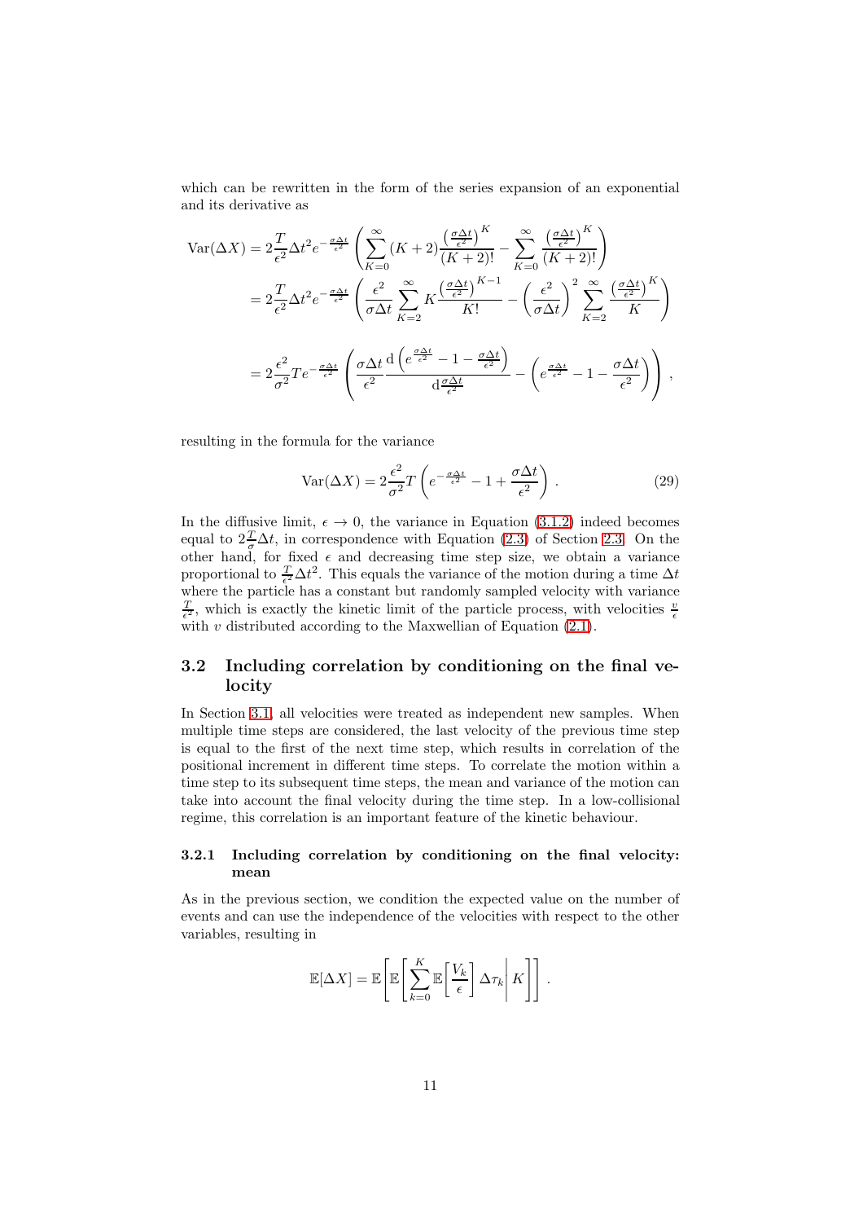which can be rewritten in the form of the series expansion of an exponential and its derivative as

$$
\begin{aligned}
\mathrm{Var}(\Delta X) &= 2\frac{T}{\epsilon^2}\Delta t^2 e^{-\frac{\sigma\Delta t}{\epsilon^2}}\left(\sum_{K=0}^{\infty}(K+2)\frac{\left(\frac{\sigma\Delta t}{\epsilon^2}\right)^K}{(K+2)!} - \sum_{K=0}^{\infty}\frac{\left(\frac{\sigma\Delta t}{\epsilon^2}\right)^K}{(K+2)!}\right) \\
&= 2\frac{T}{\epsilon^2}\Delta t^2 e^{-\frac{\sigma\Delta t}{\epsilon^2}}\left(\frac{\epsilon^2}{\sigma\Delta t}\sum_{K=2}^{\infty}K\frac{\left(\frac{\sigma\Delta t}{\epsilon^2}\right)^{K-1}}{K!} - \left(\frac{\epsilon^2}{\sigma\Delta t}\right)^2\sum_{K=2}^{\infty}\frac{\left(\frac{\sigma\Delta t}{\epsilon^2}\right)^K}{K}\right) \\
&= 2\frac{\epsilon^2}{\sigma^2}Te^{-\frac{\sigma\Delta t}{\epsilon^2}}\left(\frac{\sigma\Delta t}{\epsilon^2}\frac{\mathrm{d}\left(e^{\frac{\sigma\Delta t}{\epsilon^2}}-1-\frac{\sigma\Delta t}{\epsilon^2}\right)}{\mathrm{d}\frac{\sigma\Delta t}{\epsilon^2}} - \left(e^{\frac{\sigma\Delta t}{\epsilon^2}}-1-\frac{\sigma\Delta t}{\epsilon^2}\right)\right),
\end{aligned}
$$

resulting in the formula for the variance

$$
\mathrm{Var}(\Delta X) = 2\frac{\epsilon^2}{\sigma^2}T\left(e^{-\frac{\sigma\Delta t}{\epsilon^2}} - 1 + \frac{\sigma\Delta t}{\epsilon^2}\right). \tag{29}
$$

In the diffusive limit, $\epsilon \to 0$, the variance in Equation (3.1.2) indeed becomes equal to $2\frac{T}{\sigma}\Delta t$, in correspondence with Equation (2.3) of Section 2.3. On the other hand, for fixed $\epsilon$ and decreasing time step size, we obtain a variance proportional to $\frac{T}{\epsilon^2}\Delta t^2$. This equals the variance of the motion during a time $\Delta t$ where the particle has a constant but randomly sampled velocity with variance $\frac{T}{\epsilon^2}$, which is exactly the kinetic limit of the particle process, with velocities $\frac{v}{\epsilon}$ with $v$ distributed according to the Maxwellian of Equation (2.1).

## 3.2 Including correlation by conditioning on the final velocity

In Section 3.1, all velocities were treated as independent new samples. When multiple time steps are considered, the last velocity of the previous time step is equal to the first of the next time step, which results in correlation of the positional increment in different time steps. To correlate the motion within a time step to its subsequent time steps, the mean and variance of the motion can take into account the final velocity during the time step. In a low-collisional regime, this correlation is an important feature of the kinetic behaviour.

### 3.2.1 Including correlation by conditioning on the final velocity: mean

As in the previous section, we condition the expected value on the number of events and can use the independence of the velocities with respect to the other variables, resulting in

$$
\mathbb{E}[\Delta X] = \mathbb{E}\left[\mathbb{E}\left[\sum_{k=0}^{K}\mathbb{E}\left[\frac{V_k}{\epsilon}\right]\Delta\tau_k\middle| K\right]\right].
$$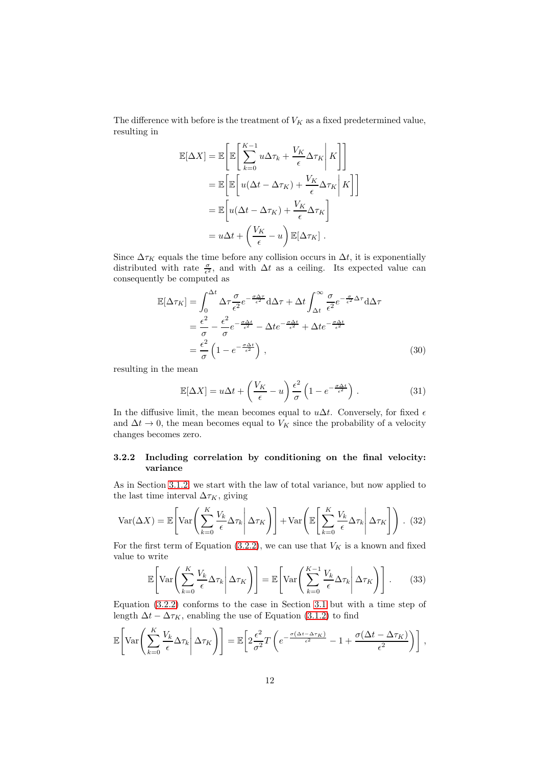The difference with before is the treatment of $V_K$ as a fixed predetermined value, resulting in

$$
\begin{aligned}
\mathbb{E}[\Delta X] &= \mathbb{E}\left[\mathbb{E}\left[\sum_{k=0}^{K-1} u\Delta\tau_k + \frac{V_K}{\epsilon}\Delta\tau_K \middle| K\right]\right] \\
&= \mathbb{E}\left[\mathbb{E}\left[u(\Delta t - \Delta\tau_K) + \frac{V_K}{\epsilon}\Delta\tau_K \middle| K\right]\right] \\
&= \mathbb{E}\left[u(\Delta t - \Delta\tau_K) + \frac{V_K}{\epsilon}\Delta\tau_K\right] \\
&= u\Delta t + \left(\frac{V_K}{\epsilon} - u\right)\mathbb{E}[\Delta\tau_K]\ .
\end{aligned}
$$

Since $\Delta\tau_K$ equals the time before any collision occurs in $\Delta t$, it is exponentially distributed with rate $\frac{\sigma}{\epsilon^2}$, and with $\Delta t$ as a ceiling. Its expected value can consequently be computed as

$$
\begin{aligned}
\mathbb{E}[\Delta\tau_K] &= \int_0^{\Delta t} \Delta\tau \frac{\sigma}{\epsilon^2} e^{-\frac{\sigma\Delta\tau}{\epsilon^2}} \mathrm{d}\Delta\tau + \Delta t \int_{\Delta t}^{\infty} \frac{\sigma}{\epsilon^2} e^{-\frac{\sigma}{\epsilon^2}\Delta\tau} \mathrm{d}\Delta\tau \\
&= \frac{\epsilon^2}{\sigma} - \frac{\epsilon^2}{\sigma} e^{-\frac{\sigma\Delta t}{\epsilon^2}} - \Delta t e^{-\frac{\sigma\Delta t}{\epsilon^2}} + \Delta t e^{-\frac{\sigma\Delta t}{\epsilon^2}} \\
&= \frac{\epsilon^2}{\sigma}\left(1 - e^{-\frac{\sigma\Delta t}{\epsilon^2}}\right)\ ,
\end{aligned} \tag{30}
$$

resulting in the mean

$$
\mathbb{E}[\Delta X] = u\Delta t + \left(\frac{V_K}{\epsilon} - u\right)\frac{\epsilon^2}{\sigma}\left(1 - e^{-\frac{\sigma\Delta t}{\epsilon^2}}\right)\ . \tag{31}
$$

In the diffusive limit, the mean becomes equal to $u\Delta t$. Conversely, for fixed $\epsilon$ and $\Delta t \to 0$, the mean becomes equal to $V_K$ since the probability of a velocity changes becomes zero.

### 3.2.2 Including correlation by conditioning on the final velocity: variance

As in Section 3.1.2, we start with the law of total variance, but now applied to the last time interval $\Delta\tau_K$, giving

$$
\mathrm{Var}(\Delta X) = \mathbb{E}\left[\mathrm{Var}\left(\sum_{k=0}^{K} \frac{V_k}{\epsilon}\Delta\tau_k \middle| \Delta\tau_K\right)\right] + \mathrm{Var}\left(\mathbb{E}\left[\sum_{k=0}^{K} \frac{V_k}{\epsilon}\Delta\tau_k \middle| \Delta\tau_K\right]\right)\ . \tag{32}
$$

For the first term of Equation (3.2.2), we can use that $V_K$ is a known and fixed value to write

$$
\mathbb{E}\left[\mathrm{Var}\left(\sum_{k=0}^{K} \frac{V_k}{\epsilon}\Delta\tau_k \middle| \Delta\tau_K\right)\right] = \mathbb{E}\left[\mathrm{Var}\left(\sum_{k=0}^{K-1} \frac{V_k}{\epsilon}\Delta\tau_k \middle| \Delta\tau_K\right)\right]\ . \tag{33}
$$

Equation (3.2.2) conforms to the case in Section 3.1 but with a time step of length $\Delta t - \Delta\tau_K$, enabling the use of Equation (3.1.2) to find

$$
\mathbb{E}\left[\mathrm{Var}\left(\sum_{k=0}^{K} \frac{V_k}{\epsilon}\Delta\tau_k \middle| \Delta\tau_K\right)\right] = \mathbb{E}\left[2\frac{\epsilon^2}{\sigma^2}T\left(e^{-\frac{\sigma(\Delta t - \Delta\tau_K)}{\epsilon^2}} - 1 + \frac{\sigma(\Delta t - \Delta\tau_K)}{\epsilon^2}\right)\right]\ ,
$$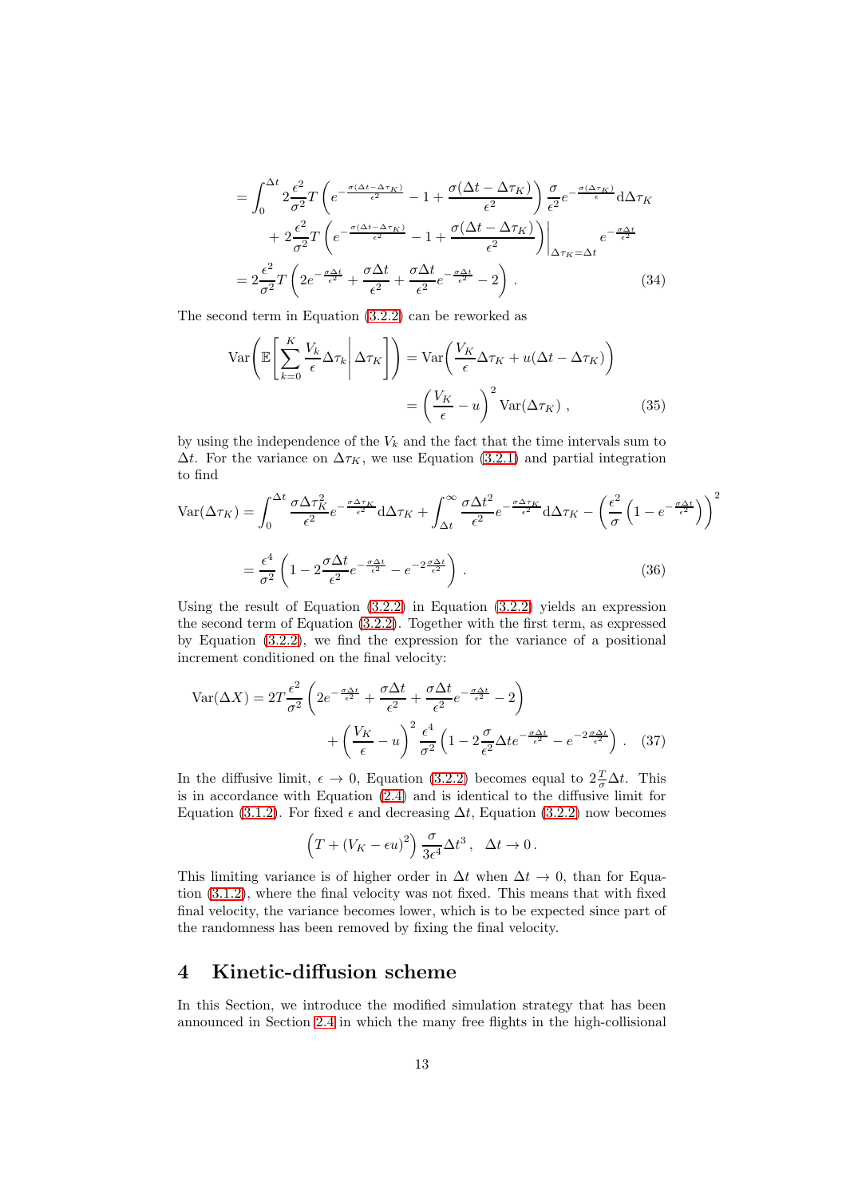$$
\begin{aligned}
&= \int_0^{\Delta t} 2\frac{\epsilon^2}{\sigma^2} T \left( e^{-\frac{\sigma(\Delta t - \Delta\tau_K)}{\epsilon^2}} - 1 + \frac{\sigma(\Delta t - \Delta\tau_K)}{\epsilon^2} \right) \frac{\sigma}{\epsilon^2} e^{-\frac{\sigma(\Delta\tau_K)}{\epsilon}} \mathrm{d}\Delta\tau_K \\
&\quad + 2\frac{\epsilon^2}{\sigma^2} T \left( e^{-\frac{\sigma(\Delta t - \Delta\tau_K)}{\epsilon^2}} - 1 + \frac{\sigma(\Delta t - \Delta\tau_K)}{\epsilon^2} \right) \Bigg|_{\Delta\tau_K = \Delta t} e^{-\frac{\sigma\Delta t}{\epsilon^2}} \\
&= 2\frac{\epsilon^2}{\sigma^2} T \left( 2e^{-\frac{\sigma\Delta t}{\epsilon^2}} + \frac{\sigma\Delta t}{\epsilon^2} + \frac{\sigma\Delta t}{\epsilon^2} e^{-\frac{\sigma\Delta t}{\epsilon^2}} - 2 \right). \qquad (34)
\end{aligned}
$$

The second term in Equation (3.2.2) can be reworked as

$$
\begin{aligned}
\mathrm{Var}\Bigg( \mathbb{E}\Bigg[ \sum_{k=0}^{K} \frac{V_k}{\epsilon} \Delta\tau_k \Bigg| \Delta\tau_K \Bigg] \Bigg) &= \mathrm{Var}\Bigg( \frac{V_K}{\epsilon} \Delta\tau_K + u(\Delta t - \Delta\tau_K) \Bigg) \\
&= \left( \frac{V_K}{\epsilon} - u \right)^2 \mathrm{Var}(\Delta\tau_K)\,, \qquad (35)
\end{aligned}
$$

by using the independence of the $V_k$ and the fact that the time intervals sum to $\Delta t$. For the variance on $\Delta\tau_K$, we use Equation (3.2.1) and partial integration to find

$$
\begin{aligned}
\mathrm{Var}(\Delta\tau_K) &= \int_0^{\Delta t} \frac{\sigma\Delta\tau_K^2}{\epsilon^2} e^{-\frac{\sigma\Delta\tau_K}{\epsilon^2}} \mathrm{d}\Delta\tau_K + \int_{\Delta t}^{\infty} \frac{\sigma\Delta t^2}{\epsilon^2} e^{-\frac{\sigma\Delta\tau_K}{\epsilon^2}} \mathrm{d}\Delta\tau_K - \left( \frac{\epsilon^2}{\sigma} \left( 1 - e^{-\frac{\sigma\Delta t}{\epsilon^2}} \right) \right)^2 \\
&= \frac{\epsilon^4}{\sigma^2} \left( 1 - 2\frac{\sigma\Delta t}{\epsilon^2} e^{-\frac{\sigma\Delta t}{\epsilon^2}} - e^{-2\frac{\sigma\Delta t}{\epsilon^2}} \right). \qquad (36)
\end{aligned}
$$

Using the result of Equation (3.2.2) in Equation (3.2.2) yields an expression the second term of Equation (3.2.2). Together with the first term, as expressed by Equation (3.2.2), we find the expression for the variance of a positional increment conditioned on the final velocity:

$$
\begin{aligned}
\mathrm{Var}(\Delta X) &= 2T\frac{\epsilon^2}{\sigma^2} \left( 2e^{-\frac{\sigma\Delta t}{\epsilon^2}} + \frac{\sigma\Delta t}{\epsilon^2} + \frac{\sigma\Delta t}{\epsilon^2} e^{-\frac{\sigma\Delta t}{\epsilon^2}} - 2 \right) \\
&\quad + \left( \frac{V_K}{\epsilon} - u \right)^2 \frac{\epsilon^4}{\sigma^2} \left( 1 - 2\frac{\sigma}{\epsilon^2} \Delta t e^{-\frac{\sigma\Delta t}{\epsilon^2}} - e^{-2\frac{\sigma\Delta t}{\epsilon^2}} \right). \qquad (37)
\end{aligned}
$$

In the diffusive limit, $\epsilon \to 0$, Equation (3.2.2) becomes equal to $2\frac{T}{\sigma}\Delta t$. This is in accordance with Equation (2.4) and is identical to the diffusive limit for Equation (3.1.2). For fixed $\epsilon$ and decreasing $\Delta t$, Equation (3.2.2) now becomes

$$
\left( T + (V_K - \epsilon u)^2 \right) \frac{\sigma}{3\epsilon^4} \Delta t^3\,, \quad \Delta t \to 0\,.
$$

This limiting variance is of higher order in $\Delta t$ when $\Delta t \to 0$, than for Equation (3.1.2), where the final velocity was not fixed. This means that with fixed final velocity, the variance becomes lower, which is to be expected since part of the randomness has been removed by fixing the final velocity.

# 4 Kinetic-diffusion scheme

In this Section, we introduce the modified simulation strategy that has been announced in Section 2.4 in which the many free flights in the high-collisional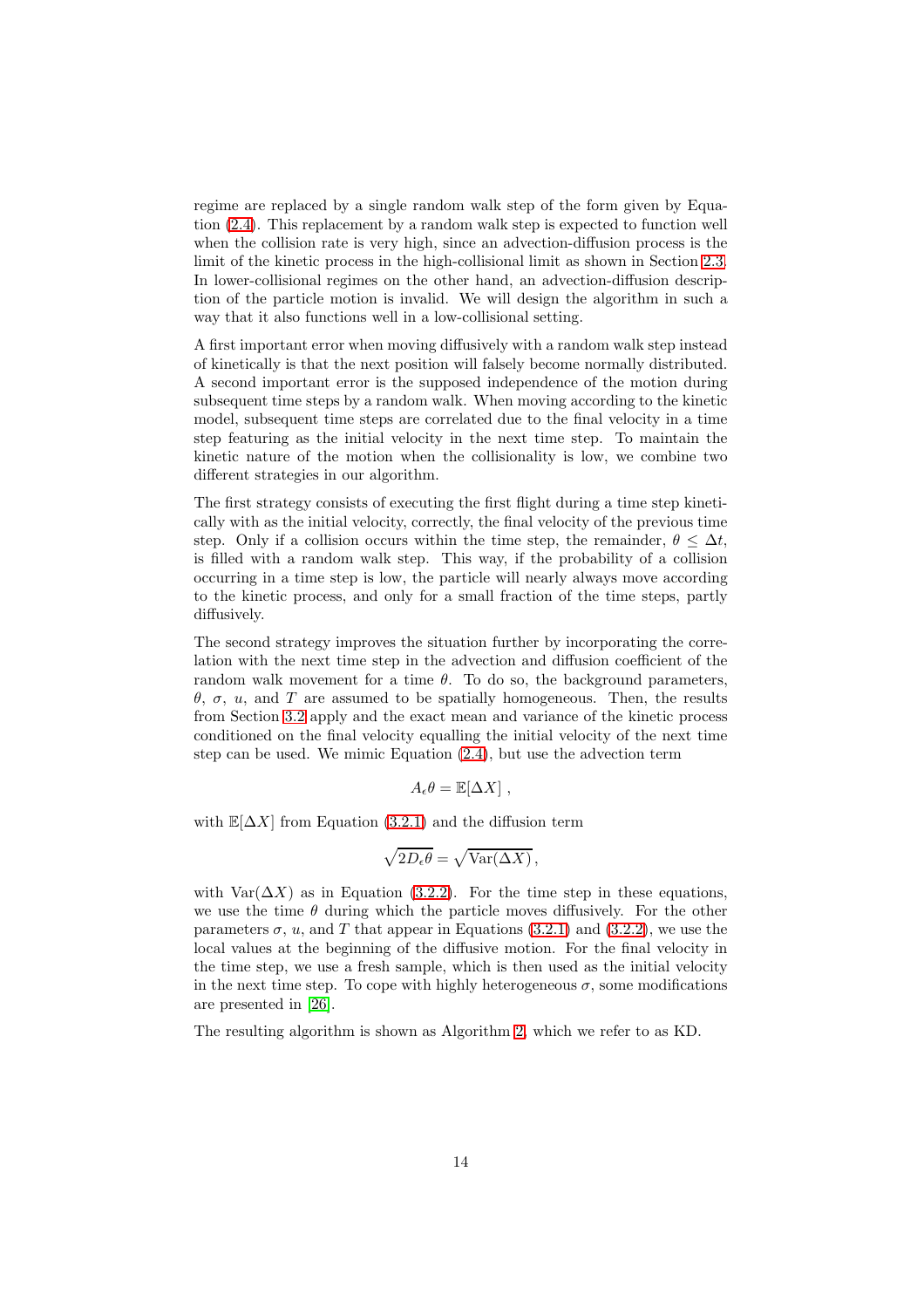regime are replaced by a single random walk step of the form given by Equation (2.4). This replacement by a random walk step is expected to function well when the collision rate is very high, since an advection-diffusion process is the limit of the kinetic process in the high-collisional limit as shown in Section 2.3. In lower-collisional regimes on the other hand, an advection-diffusion description of the particle motion is invalid. We will design the algorithm in such a way that it also functions well in a low-collisional setting.

A first important error when moving diffusively with a random walk step instead of kinetically is that the next position will falsely become normally distributed. A second important error is the supposed independence of the motion during subsequent time steps by a random walk. When moving according to the kinetic model, subsequent time steps are correlated due to the final velocity in a time step featuring as the initial velocity in the next time step. To maintain the kinetic nature of the motion when the collisionality is low, we combine two different strategies in our algorithm.

The first strategy consists of executing the first flight during a time step kinetically with as the initial velocity, correctly, the final velocity of the previous time step. Only if a collision occurs within the time step, the remainder, $\theta \leq \Delta t$, is filled with a random walk step. This way, if the probability of a collision occurring in a time step is low, the particle will nearly always move according to the kinetic process, and only for a small fraction of the time steps, partly diffusively.

The second strategy improves the situation further by incorporating the correlation with the next time step in the advection and diffusion coefficient of the random walk movement for a time $\theta$. To do so, the background parameters, $\theta$, $\sigma$, $u$, and $T$ are assumed to be spatially homogeneous. Then, the results from Section 3.2 apply and the exact mean and variance of the kinetic process conditioned on the final velocity equalling the initial velocity of the next time step can be used. We mimic Equation (2.4), but use the advection term

$$A_\epsilon \theta = \mathbb{E}[\Delta X] \,,$$

with $\mathbb{E}[\Delta X]$ from Equation (3.2.1) and the diffusion term

$$\sqrt{2D_\epsilon \theta} = \sqrt{\mathrm{Var}(\Delta X)} \,,$$

with $\mathrm{Var}(\Delta X)$ as in Equation (3.2.2). For the time step in these equations, we use the time $\theta$ during which the particle moves diffusively. For the other parameters $\sigma$, $u$, and $T$ that appear in Equations (3.2.1) and (3.2.2), we use the local values at the beginning of the diffusive motion. For the final velocity in the time step, we use a fresh sample, which is then used as the initial velocity in the next time step. To cope with highly heterogeneous $\sigma$, some modifications are presented in [26].

The resulting algorithm is shown as Algorithm 2, which we refer to as KD.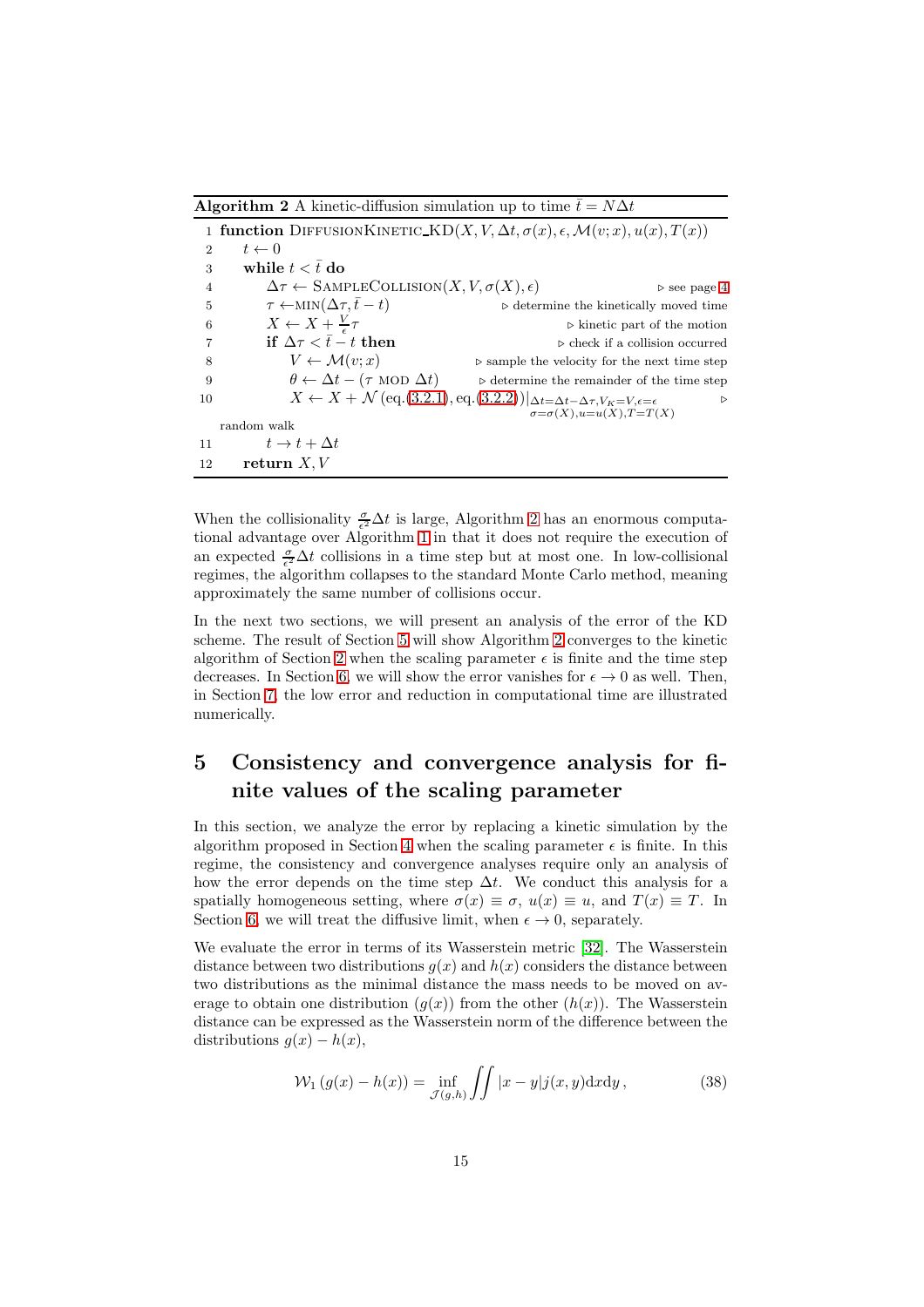**Algorithm 2** A kinetic-diffusion simulation up to time $\bar{t} = N\Delta t$

```
1  function DiffusionKinetic_KD(X, V, Δt, σ(x), ε, M(v; x), u(x), T(x))
2      t ← 0
3      while t < t̄ do
4          Δτ ← SampleCollision(X, V, σ(X), ε)                          ▷ see page 4
5          τ ← min(Δτ, t̄ − t)                         ▷ determine the kinetically moved time
6          X ← X + (V/ε) τ                                           ▷ kinetic part of the motion
7          if Δτ < t̄ − t then                                        ▷ check if a collision occurred
8              V ← M(v; x)                              ▷ sample the velocity for the next time step
9              θ ← Δt − (τ mod Δt)                     ▷ determine the remainder of the time step
10             X ← X + N(eq.(3.2.1), eq.(3.2.2))|_{Δt=Δt−Δτ, V_K=V, ε=ε, σ=σ(X), u=u(X), T=T(X)}    ▷ random walk
11         t → t + Δt
12     return X, V
```

When the collisionality $\frac{\sigma}{\epsilon^2}\Delta t$ is large, Algorithm 2 has an enormous computational advantage over Algorithm 1 in that it does not require the execution of an expected $\frac{\sigma}{\epsilon^2}\Delta t$ collisions in a time step but at most one. In low-collisional regimes, the algorithm collapses to the standard Monte Carlo method, meaning approximately the same number of collisions occur.

In the next two sections, we will present an analysis of the error of the KD scheme. The result of Section 5 will show Algorithm 2 converges to the kinetic algorithm of Section 2 when the scaling parameter $\epsilon$ is finite and the time step decreases. In Section 6, we will show the error vanishes for $\epsilon \to 0$ as well. Then, in Section 7, the low error and reduction in computational time are illustrated numerically.

# 5 Consistency and convergence analysis for finite values of the scaling parameter

In this section, we analyze the error by replacing a kinetic simulation by the algorithm proposed in Section 4 when the scaling parameter $\epsilon$ is finite. In this regime, the consistency and convergence analyses require only an analysis of how the error depends on the time step $\Delta t$. We conduct this analysis for a spatially homogeneous setting, where $\sigma(x) \equiv \sigma$, $u(x) \equiv u$, and $T(x) \equiv T$. In Section 6, we will treat the diffusive limit, when $\epsilon \to 0$, separately.

We evaluate the error in terms of its Wasserstein metric [32]. The Wasserstein distance between two distributions $g(x)$ and $h(x)$ considers the distance between two distributions as the minimal distance the mass needs to be moved on average to obtain one distribution ($g(x)$) from the other ($h(x)$). The Wasserstein distance can be expressed as the Wasserstein norm of the difference between the distributions $g(x) - h(x)$,

$$\mathcal{W}_1\left(g(x) - h(x)\right) = \inf_{\mathcal{J}(g,h)} \iint |x-y| j(x,y) \mathrm{d}x\mathrm{d}y\,, \tag{38}$$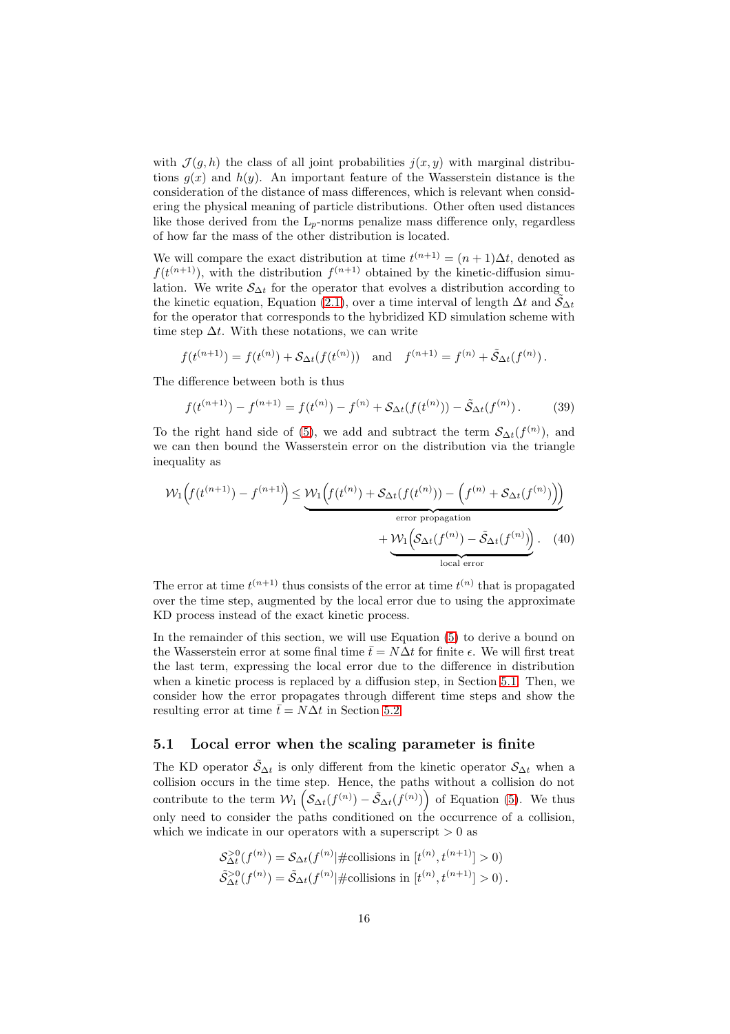with $\mathcal{J}(g,h)$ the class of all joint probabilities $j(x,y)$ with marginal distributions $g(x)$ and $h(y)$. An important feature of the Wasserstein distance is the consideration of the distance of mass differences, which is relevant when considering the physical meaning of particle distributions. Other often used distances like those derived from the $\mathrm{L}_p$-norms penalize mass difference only, regardless of how far the mass of the other distribution is located.

We will compare the exact distribution at time $t^{(n+1)} = (n+1)\Delta t$, denoted as $f(t^{(n+1)})$, with the distribution $f^{(n+1)}$ obtained by the kinetic-diffusion simulation. We write $\mathcal{S}_{\Delta t}$ for the operator that evolves a distribution according to the kinetic equation, Equation (2.1), over a time interval of length $\Delta t$ and $\tilde{\mathcal{S}}_{\Delta t}$ for the operator that corresponds to the hybridized KD simulation scheme with time step $\Delta t$. With these notations, we can write

$$f(t^{(n+1)}) = f(t^{(n)}) + \mathcal{S}_{\Delta t}(f(t^{(n)})) \quad \text{and} \quad f^{(n+1)} = f^{(n)} + \tilde{\mathcal{S}}_{\Delta t}(f^{(n)})\,.$$

The difference between both is thus

$$f(t^{(n+1)}) - f^{(n+1)} = f(t^{(n)}) - f^{(n)} + \mathcal{S}_{\Delta t}(f(t^{(n)})) - \tilde{\mathcal{S}}_{\Delta t}(f^{(n)})\,. \tag{39}$$

To the right hand side of (5), we add and subtract the term $\mathcal{S}_{\Delta t}(f^{(n)})$, and we can then bound the Wasserstein error on the distribution via the triangle inequality as

$$\mathcal{W}_1\Big(f(t^{(n+1)}) - f^{(n+1)}\Big) \leq \underbrace{\mathcal{W}_1\Big(f(t^{(n)}) + \mathcal{S}_{\Delta t}(f(t^{(n)})) - \Big(f^{(n)} + \mathcal{S}_{\Delta t}(f^{(n)})\Big)\Big)}_{\text{error propagation}} + \underbrace{\mathcal{W}_1\Big(\mathcal{S}_{\Delta t}(f^{(n)}) - \tilde{\mathcal{S}}_{\Delta t}(f^{(n)})\Big)}_{\text{local error}}\,. \tag{40}$$

The error at time $t^{(n+1)}$ thus consists of the error at time $t^{(n)}$ that is propagated over the time step, augmented by the local error due to using the approximate KD process instead of the exact kinetic process.

In the remainder of this section, we will use Equation (5) to derive a bound on the Wasserstein error at some final time $\bar{t} = N\Delta t$ for finite $\epsilon$. We will first treat the last term, expressing the local error due to the difference in distribution when a kinetic process is replaced by a diffusion step, in Section 5.1. Then, we consider how the error propagates through different time steps and show the resulting error at time $\bar{t} = N\Delta t$ in Section 5.2.

## 5.1 Local error when the scaling parameter is finite

The KD operator $\tilde{\mathcal{S}}_{\Delta t}$ is only different from the kinetic operator $\mathcal{S}_{\Delta t}$ when a collision occurs in the time step. Hence, the paths without a collision do not contribute to the term $\mathcal{W}_1\left(\mathcal{S}_{\Delta t}(f^{(n)}) - \tilde{\mathcal{S}}_{\Delta t}(f^{(n)})\right)$ of Equation (5). We thus only need to consider the paths conditioned on the occurrence of a collision, which we indicate in our operators with a superscript $>0$ as

$$\mathcal{S}^{>0}_{\Delta t}(f^{(n)}) = \mathcal{S}_{\Delta t}(f^{(n)} | \#\text{collisions in } [t^{(n)}, t^{(n+1)}] > 0)$$
$$\tilde{\mathcal{S}}^{>0}_{\Delta t}(f^{(n)}) = \tilde{\mathcal{S}}_{\Delta t}(f^{(n)} | \#\text{collisions in } [t^{(n)}, t^{(n+1)}] > 0)\,.$$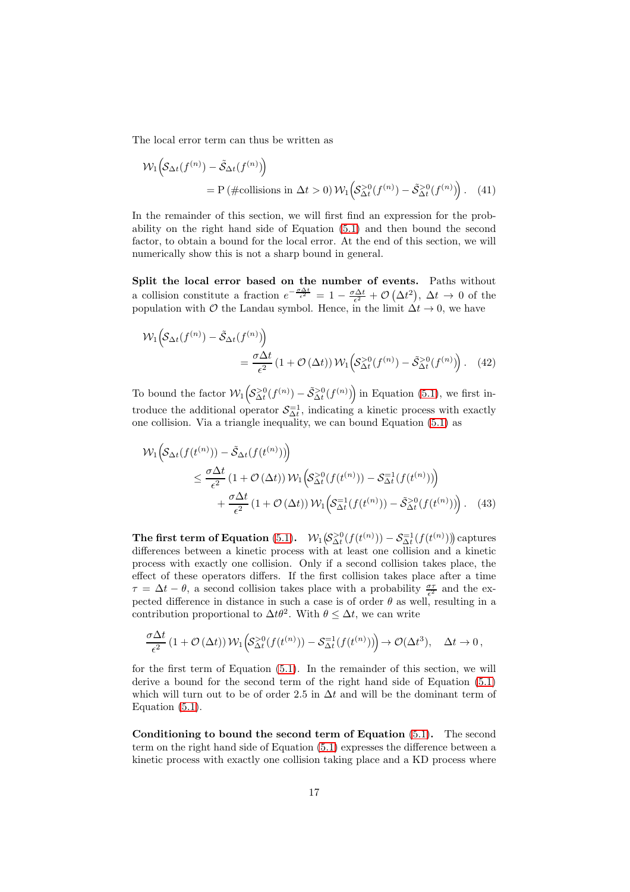The local error term can thus be written as

$$
\begin{aligned}
\mathcal{W}_1\Big(&\mathcal{S}_{\Delta t}(f^{(n)}) - \tilde{\mathcal{S}}_{\Delta t}(f^{(n)})\Big) \\
&= \mathrm{P}\left(\#\text{collisions in } \Delta t > 0\right) \mathcal{W}_1\Big(\mathcal{S}^{>0}_{\Delta t}(f^{(n)}) - \tilde{\mathcal{S}}^{>0}_{\Delta t}(f^{(n)})\Big) . \quad (41)
\end{aligned}
$$

In the remainder of this section, we will first find an expression for the probability on the right hand side of Equation (5.1) and then bound the second factor, to obtain a bound for the local error. At the end of this section, we will numerically show this is not a sharp bound in general.

**Split the local error based on the number of events.** Paths without a collision constitute a fraction $e^{-\frac{\sigma\Delta t}{\epsilon^2}} = 1 - \frac{\sigma\Delta t}{\epsilon^2} + \mathcal{O}\left(\Delta t^2\right),\ \Delta t \to 0$ of the population with $\mathcal{O}$ the Landau symbol. Hence, in the limit $\Delta t \to 0$, we have

$$
\begin{aligned}
\mathcal{W}_1\Big(&\mathcal{S}_{\Delta t}(f^{(n)}) - \tilde{\mathcal{S}}_{\Delta t}(f^{(n)})\Big) \\
&= \frac{\sigma\Delta t}{\epsilon^2}\left(1 + \mathcal{O}\left(\Delta t\right)\right) \mathcal{W}_1\Big(\mathcal{S}^{>0}_{\Delta t}(f^{(n)}) - \tilde{\mathcal{S}}^{>0}_{\Delta t}(f^{(n)})\Big) . \quad (42)
\end{aligned}
$$

To bound the factor $\mathcal{W}_1\Big(\mathcal{S}^{>0}_{\Delta t}(f^{(n)}) - \tilde{\mathcal{S}}^{>0}_{\Delta t}(f^{(n)})\Big)$ in Equation (5.1), we first introduce the additional operator $\mathcal{S}^{=1}_{\Delta t}$, indicating a kinetic process with exactly one collision. Via a triangle inequality, we can bound Equation (5.1) as

$$
\begin{aligned}
\mathcal{W}_1\Big(&\mathcal{S}_{\Delta t}(f(t^{(n)})) - \tilde{\mathcal{S}}_{\Delta t}(f(t^{(n)}))\Big) \\
&\leq \frac{\sigma\Delta t}{\epsilon^2}\left(1 + \mathcal{O}\left(\Delta t\right)\right) \mathcal{W}_1\Big(\mathcal{S}^{>0}_{\Delta t}(f(t^{(n)})) - \mathcal{S}^{=1}_{\Delta t}(f(t^{(n)}))\Big) \\
&\quad + \frac{\sigma\Delta t}{\epsilon^2}\left(1 + \mathcal{O}\left(\Delta t\right)\right) \mathcal{W}_1\Big(\mathcal{S}^{=1}_{\Delta t}(f(t^{(n)})) - \tilde{\mathcal{S}}^{>0}_{\Delta t}(f(t^{(n)}))\Big) . \quad (43)
\end{aligned}
$$

**The first term of Equation (5.1).** $\mathcal{W}_1\big(\mathcal{S}^{>0}_{\Delta t}(f(t^{(n)})) - \mathcal{S}^{=1}_{\Delta t}(f(t^{(n)}))\big)$ captures differences between a kinetic process with at least one collision and a kinetic process with exactly one collision. Only if a second collision takes place, the effect of these operators differs. If the first collision takes place after a time $\tau = \Delta t - \theta$, a second collision takes place with a probability $\frac{\sigma\tau}{\epsilon^2}$ and the expected difference in distance in such a case is of order $\theta$ as well, resulting in a contribution proportional to $\Delta t\theta^2$. With $\theta \leq \Delta t$, we can write

$$
\frac{\sigma\Delta t}{\epsilon^2}\left(1 + \mathcal{O}\left(\Delta t\right)\right) \mathcal{W}_1\Big(\mathcal{S}^{>0}_{\Delta t}(f(t^{(n)})) - \mathcal{S}^{=1}_{\Delta t}(f(t^{(n)}))\Big) \to \mathcal{O}(\Delta t^3), \quad \Delta t \to 0\,,
$$

for the first term of Equation (5.1). In the remainder of this section, we will derive a bound for the second term of the right hand side of Equation (5.1) which will turn out to be of order 2.5 in $\Delta t$ and will be the dominant term of Equation (5.1).

**Conditioning to bound the second term of Equation (5.1).** The second term on the right hand side of Equation (5.1) expresses the difference between a kinetic process with exactly one collision taking place and a KD process where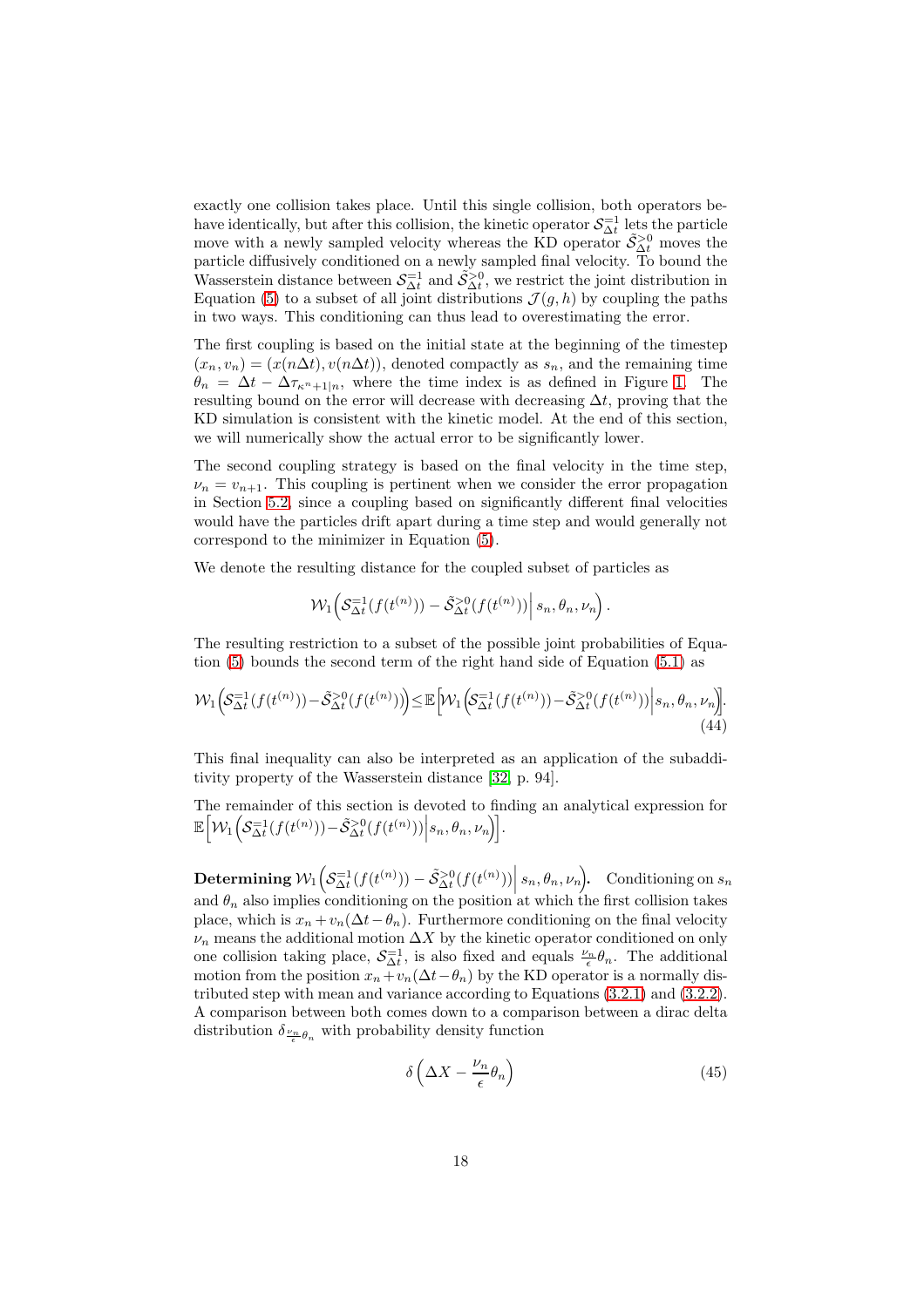exactly one collision takes place. Until this single collision, both operators behave identically, but after this collision, the kinetic operator $\mathcal{S}^{=1}_{\Delta t}$ lets the particle move with a newly sampled velocity whereas the KD operator $\hat{\mathcal{S}}^{>0}_{\Delta t}$ moves the particle diffusively conditioned on a newly sampled final velocity. To bound the Wasserstein distance between $\mathcal{S}^{=1}_{\Delta t}$ and $\hat{\mathcal{S}}^{>0}_{\Delta t}$, we restrict the joint distribution in Equation (5) to a subset of all joint distributions $\mathcal{J}(g, h)$ by coupling the paths in two ways. This conditioning can thus lead to overestimating the error.

The first coupling is based on the initial state at the beginning of the timestep $(x_n, v_n) = (x(n\Delta t), v(n\Delta t))$, denoted compactly as $s_n$, and the remaining time $\theta_n = \Delta t - \Delta\tau_{\kappa^n+1|n}$, where the time index is as defined in Figure 1. The resulting bound on the error will decrease with decreasing $\Delta t$, proving that the KD simulation is consistent with the kinetic model. At the end of this section, we will numerically show the actual error to be significantly lower.

The second coupling strategy is based on the final velocity in the time step, $\nu_n = v_{n+1}$. This coupling is pertinent when we consider the error propagation in Section 5.2, since a coupling based on significantly different final velocities would have the particles drift apart during a time step and would generally not correspond to the minimizer in Equation (5).

We denote the resulting distance for the coupled subset of particles as

$$\mathcal{W}_1\Big(\mathcal{S}^{=1}_{\Delta t}(f(t^{(n)})) - \tilde{\mathcal{S}}^{>0}_{\Delta t}(f(t^{(n)}))\Big|\, s_n, \theta_n, \nu_n\Big).$$

The resulting restriction to a subset of the possible joint probabilities of Equation (5) bounds the second term of the right hand side of Equation (5.1) as

$$\mathcal{W}_1\Big(\mathcal{S}^{=1}_{\Delta t}(f(t^{(n)})) - \tilde{\mathcal{S}}^{>0}_{\Delta t}(f(t^{(n)}))\Big) \leq \mathbb{E}\Big[\mathcal{W}_1\Big(\mathcal{S}^{=1}_{\Delta t}(f(t^{(n)})) - \tilde{\mathcal{S}}^{>0}_{\Delta t}(f(t^{(n)}))\Big|\, s_n, \theta_n, \nu_n\Big]. \tag{44}$$

This final inequality can also be interpreted as an application of the subadditivity property of the Wasserstein distance [32, p. 94].

The remainder of this section is devoted to finding an analytical expression for $\mathbb{E}\Big[\mathcal{W}_1\Big(\mathcal{S}^{=1}_{\Delta t}(f(t^{(n)})) - \tilde{\mathcal{S}}^{>0}_{\Delta t}(f(t^{(n)}))\Big|\, s_n, \theta_n, \nu_n\Big)\Big]$.

**Determining $\mathcal{W}_1\Big(\mathcal{S}^{=1}_{\Delta t}(f(t^{(n)})) - \tilde{\mathcal{S}}^{>0}_{\Delta t}(f(t^{(n)}))\Big|\, s_n, \theta_n, \nu_n\Big)$.** Conditioning on $s_n$ and $\theta_n$ also implies conditioning on the position at which the first collision takes place, which is $x_n + v_n(\Delta t - \theta_n)$. Furthermore conditioning on the final velocity $\nu_n$ means the additional motion $\Delta X$ by the kinetic operator conditioned on only one collision taking place, $\mathcal{S}^{=1}_{\Delta t}$, is also fixed and equals $\frac{\nu_n}{\epsilon}\theta_n$. The additional motion from the position $x_n + v_n(\Delta t - \theta_n)$ by the KD operator is a normally distributed step with mean and variance according to Equations (3.2.1) and (3.2.2). A comparison between both comes down to a comparison between a dirac delta distribution $\delta_{\frac{\nu_n}{\epsilon}\theta_n}$ with probability density function

$$\delta\left(\Delta X - \frac{\nu_n}{\epsilon}\theta_n\right) \tag{45}$$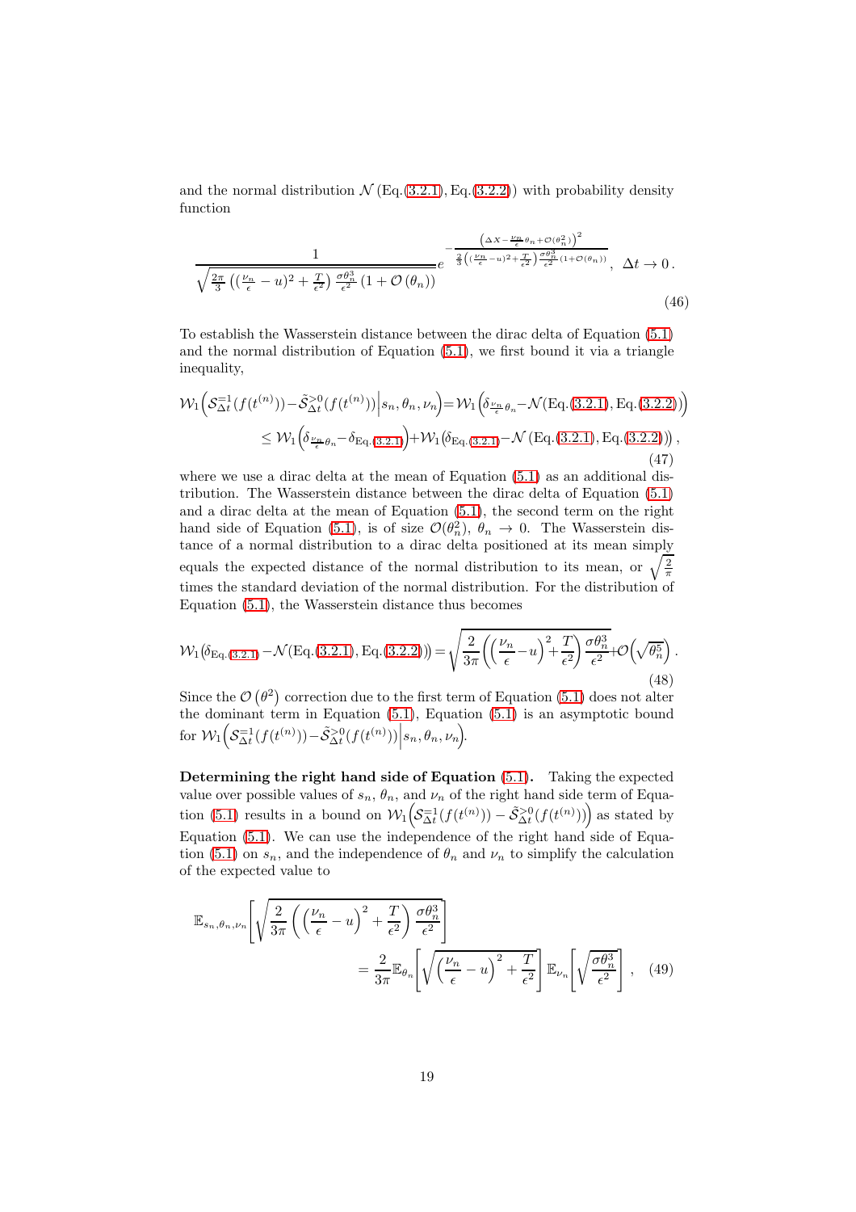and the normal distribution $\mathcal{N}$ (Eq.(3.2.1), Eq.(3.2.2)) with probability density function

$$\frac{1}{\sqrt{\frac{2\pi}{3}\left((\frac{\nu_n}{\epsilon}-u)^2+\frac{T}{\epsilon^2}\right)\frac{\sigma\theta_n^3}{\epsilon^2}\left(1+\mathcal{O}\left(\theta_n\right)\right)}}e^{-\frac{\left(\Delta X-\frac{\nu_n}{\epsilon}\theta_n+\mathcal{O}(\theta_n^2)\right)^2}{\frac{2}{3}\left((\frac{\nu_n}{\epsilon}-u)^2+\frac{T}{\epsilon^2}\right)\frac{\sigma\theta_n^3}{\epsilon^2}(1+\mathcal{O}(\theta_n))}}\,,\;\;\Delta t\to 0\,. \tag{46}$$

To establish the Wasserstein distance between the dirac delta of Equation (5.1) and the normal distribution of Equation (5.1), we first bound it via a triangle inequality,

$$\begin{aligned}\mathcal{W}_1\Big(\mathcal{S}_{\Delta t}^{=1}(f(t^{(n)}))-\tilde{\mathcal{S}}_{\Delta t}^{\geq 0}(f(t^{(n)}))\Big|s_n,\theta_n,\nu_n\Big)&=\mathcal{W}_1\Big(\delta_{\frac{\nu_n}{\epsilon}\theta_n}-\mathcal{N}(\text{Eq.(3.2.1)},\text{Eq.(3.2.2)})\Big)\\&\leq \mathcal{W}_1\Big(\delta_{\frac{\nu_n}{\epsilon}\theta_n}-\delta_{\text{Eq.(3.2.1)}}\Big)+\mathcal{W}_1\big(\delta_{\text{Eq.(3.2.1)}}-\mathcal{N}\left(\text{Eq.(3.2.1)},\text{Eq.(3.2.2)}\right)\big)\,,\end{aligned} \tag{47}$$

where we use a dirac delta at the mean of Equation (5.1) as an additional distribution. The Wasserstein distance between the dirac delta of Equation (5.1) and a dirac delta at the mean of Equation (5.1), the second term on the right hand side of Equation (5.1), is of size $\mathcal{O}(\theta_n^2)$, $\theta_n\to 0$. The Wasserstein distance of a normal distribution to a dirac delta positioned at its mean simply equals the expected distance of the normal distribution to its mean, or $\sqrt{\frac{2}{\pi}}$ times the standard deviation of the normal distribution. For the distribution of Equation (5.1), the Wasserstein distance thus becomes

$$\mathcal{W}_1\big(\delta_{\text{Eq.(3.2.1)}}-\mathcal{N}(\text{Eq.(3.2.1)},\text{Eq.(3.2.2)})\big)=\sqrt{\frac{2}{3\pi}\Big(\Big(\frac{\nu_n}{\epsilon}-u\Big)^2+\frac{T}{\epsilon^2}\Big)\frac{\sigma\theta_n^3}{\epsilon^2}}+\mathcal{O}\Big(\sqrt{\theta_n^5}\Big)\,. \tag{48}$$

Since the $\mathcal{O}\left(\theta^2\right)$ correction due to the first term of Equation (5.1) does not alter the dominant term in Equation (5.1), Equation (5.1) is an asymptotic bound for $\mathcal{W}_1\Big(\mathcal{S}_{\Delta t}^{=1}(f(t^{(n)}))-\tilde{\mathcal{S}}_{\Delta t}^{\geq 0}(f(t^{(n)}))\Big|s_n,\theta_n,\nu_n\Big)$.

**Determining the right hand side of Equation (5.1).** Taking the expected value over possible values of $s_n$, $\theta_n$, and $\nu_n$ of the right hand side term of Equation (5.1) results in a bound on $\mathcal{W}_1\Big(\mathcal{S}_{\Delta t}^{=1}(f(t^{(n)}))-\tilde{\mathcal{S}}_{\Delta t}^{\geq 0}(f(t^{(n)}))\Big)$ as stated by Equation (5.1). We can use the independence of the right hand side of Equation (5.1) on $s_n$, and the independence of $\theta_n$ and $\nu_n$ to simplify the calculation of the expected value to

$$\begin{aligned}\mathbb{E}_{s_n,\theta_n,\nu_n}&\left[\sqrt{\frac{2}{3\pi}\left(\left(\frac{\nu_n}{\epsilon}-u\right)^2+\frac{T}{\epsilon^2}\right)\frac{\sigma\theta_n^3}{\epsilon^2}}\right]\\&=\frac{2}{3\pi}\mathbb{E}_{\theta_n}\left[\sqrt{\left(\frac{\nu_n}{\epsilon}-u\right)^2+\frac{T}{\epsilon^2}}\right]\mathbb{E}_{\nu_n}\left[\sqrt{\frac{\sigma\theta_n^3}{\epsilon^2}}\right]\,,\end{aligned} \tag{49}$$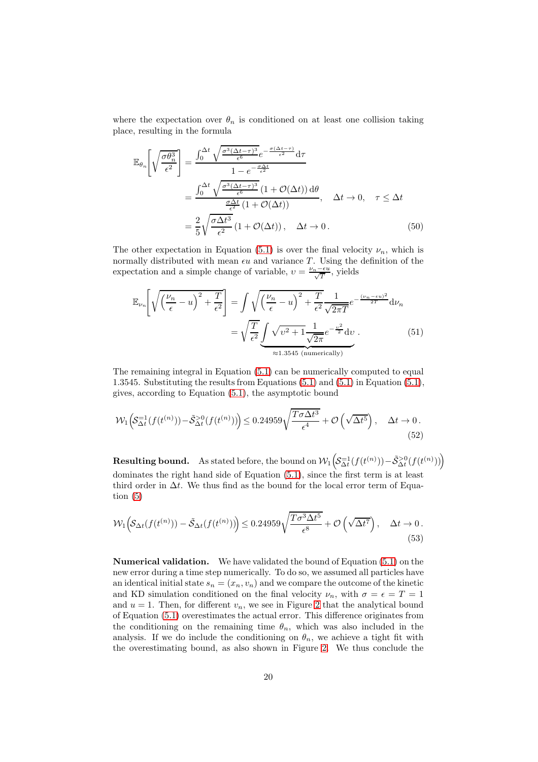where the expectation over $\theta_n$ is conditioned on at least one collision taking place, resulting in the formula

$$
\begin{aligned}
\mathbb{E}_{\theta_n}\left[\sqrt{\frac{\sigma\theta_n^3}{\epsilon^2}}\right] &= \frac{\int_0^{\Delta t}\sqrt{\frac{\sigma^3(\Delta t-\tau)^3}{\epsilon^6}}e^{-\frac{\sigma(\Delta t-\tau)}{\epsilon^2}}\mathrm{d}\tau}{1-e^{-\frac{\sigma\Delta t}{\epsilon^2}}} \\
&= \frac{\int_0^{\Delta t}\sqrt{\frac{\sigma^3(\Delta t-\tau)^3}{\epsilon^6}}\left(1+\mathcal{O}(\Delta t)\right)\mathrm{d}\theta}{\frac{\sigma\Delta t}{\epsilon^2}\left(1+\mathcal{O}(\Delta t)\right)}, \quad \Delta t\to 0, \quad \tau\leq\Delta t \\
&= \frac{2}{5}\sqrt{\frac{\sigma\Delta t^3}{\epsilon^2}}\left(1+\mathcal{O}(\Delta t)\right), \quad \Delta t\to 0\,. \qquad (50)
\end{aligned}
$$

The other expectation in Equation (5.1) is over the final velocity $\nu_n$, which is normally distributed with mean $\epsilon u$ and variance $T$. Using the definition of the expectation and a simple change of variable, $\upsilon=\frac{\nu_n-\epsilon u}{\sqrt{T}}$, yields

$$
\begin{aligned}
\mathbb{E}_{\nu_n}\left[\sqrt{\left(\frac{\nu_n}{\epsilon}-u\right)^2+\frac{T}{\epsilon^2}}\right] &= \int\sqrt{\left(\frac{\nu_n}{\epsilon}-u\right)^2+\frac{T}{\epsilon^2}}\frac{1}{\sqrt{2\pi T}}e^{-\frac{(\nu_n-\epsilon u)^2}{2T}}\mathrm{d}\nu_n \\
&= \sqrt{\frac{T}{\epsilon^2}}\underbrace{\int\sqrt{\upsilon^2+1}\frac{1}{\sqrt{2\pi}}e^{-\frac{\upsilon^2}{2}}\mathrm{d}\upsilon}_{\approx 1.3545\text{ (numerically)}}\,. \qquad (51)
\end{aligned}
$$

The remaining integral in Equation (5.1) can be numerically computed to equal 1.3545. Substituting the results from Equations (5.1) and (5.1) in Equation (5.1), gives, according to Equation (5.1), the asymptotic bound

$$
\mathcal{W}_1\left(\mathcal{S}_{\Delta t}^{=1}(f(t^{(n)}))-\tilde{\mathcal{S}}_{\Delta t}^{>0}(f(t^{(n)}))\right)\leq 0.24959\sqrt{\frac{T\sigma\Delta t^3}{\epsilon^4}}+\mathcal{O}\left(\sqrt{\Delta t^5}\right), \quad \Delta t\to 0\,. \qquad (52)
$$

**Resulting bound.** As stated before, the bound on $\mathcal{W}_1\left(\mathcal{S}_{\Delta t}^{=1}(f(t^{(n)}))-\tilde{\mathcal{S}}_{\Delta t}^{>0}(f(t^{(n)}))\right)$ dominates the right hand side of Equation (5.1), since the first term is at least third order in $\Delta t$. We thus find as the bound for the local error term of Equation (5)

$$
\mathcal{W}_1\left(\mathcal{S}_{\Delta t}(f(t^{(n)}))-\tilde{\mathcal{S}}_{\Delta t}(f(t^{(n)}))\right)\leq 0.24959\sqrt{\frac{T\sigma^3\Delta t^5}{\epsilon^8}}+\mathcal{O}\left(\sqrt{\Delta t^7}\right), \quad \Delta t\to 0\,. \qquad (53)
$$

**Numerical validation.** We have validated the bound of Equation (5.1) on the new error during a time step numerically. To do so, we assumed all particles have an identical initial state $s_n=(x_n,v_n)$ and we compare the outcome of the kinetic and KD simulation conditioned on the final velocity $\nu_n$, with $\sigma=\epsilon=T=1$ and $u=1$. Then, for different $\upsilon_n$, we see in Figure 2 that the analytical bound of Equation (5.1) overestimates the actual error. This difference originates from the conditioning on the remaining time $\theta_n$, which was also included in the analysis. If we do include the conditioning on $\theta_n$, we achieve a tight fit with the overestimating bound, as also shown in Figure 2. We thus conclude the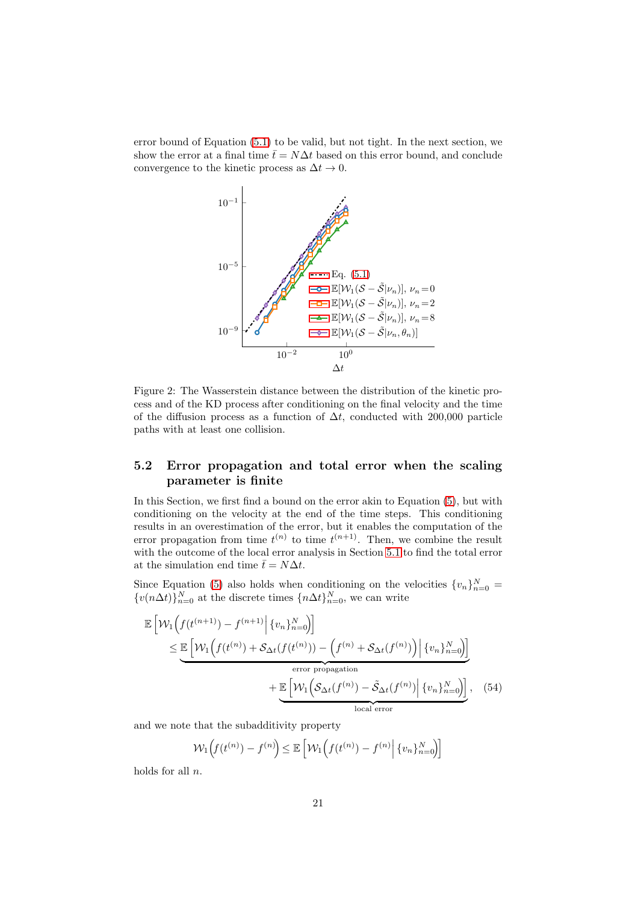error bound of Equation (5.1) to be valid, but not tight. In the next section, we show the error at a final time $\bar{t} = N\Delta t$ based on this error bound, and conclude convergence to the kinetic process as $\Delta t \to 0$.

Figure 2: The Wasserstein distance between the distribution of the kinetic process and of the KD process after conditioning on the final velocity and the time of the diffusion process as a function of $\Delta t$, conducted with 200,000 particle paths with at least one collision.

## 5.2 Error propagation and total error when the scaling parameter is finite

In this Section, we first find a bound on the error akin to Equation (5), but with conditioning on the velocity at the end of the time steps. This conditioning results in an overestimation of the error, but it enables the computation of the error propagation from time $t^{(n)}$ to time $t^{(n+1)}$. Then, we combine the result with the outcome of the local error analysis in Section 5.1 to find the total error at the simulation end time $\bar{t} = N\Delta t$.

Since Equation (5) also holds when conditioning on the velocities $\{v_n\}_{n=0}^N = \{v(n\Delta t)\}_{n=0}^N$ at the discrete times $\{n\Delta t\}_{n=0}^N$, we can write

$$
\begin{aligned}
\mathbb{E}\left[\mathcal{W}_1\Big(f(t^{(n+1)}) - f^{(n+1)}\Big| \{v_n\}_{n=0}^N\Big)\right]
&\le \underbrace{\mathbb{E}\left[\mathcal{W}_1\Big(f(t^{(n)}) + \mathcal{S}_{\Delta t}(f(t^{(n)})) - \Big(f^{(n)} + \mathcal{S}_{\Delta t}(f^{(n)})\Big)\Big| \{v_n\}_{n=0}^N\Big)\right]}_{\text{error propagation}} \\
&\quad + \underbrace{\mathbb{E}\left[\mathcal{W}_1\Big(\mathcal{S}_{\Delta t}(f^{(n)}) - \tilde{\mathcal{S}}_{\Delta t}(f^{(n)})\Big| \{v_n\}_{n=0}^N\Big)\right]}_{\text{local error}}, \qquad (54)
\end{aligned}
$$

and we note that the subadditivity property

$$
\mathcal{W}_1\Big(f(t^{(n)}) - f^{(n)}\Big) \le \mathbb{E}\left[\mathcal{W}_1\Big(f(t^{(n)}) - f^{(n)}\Big| \{v_n\}_{n=0}^N\Big)\right]
$$

holds for all $n$.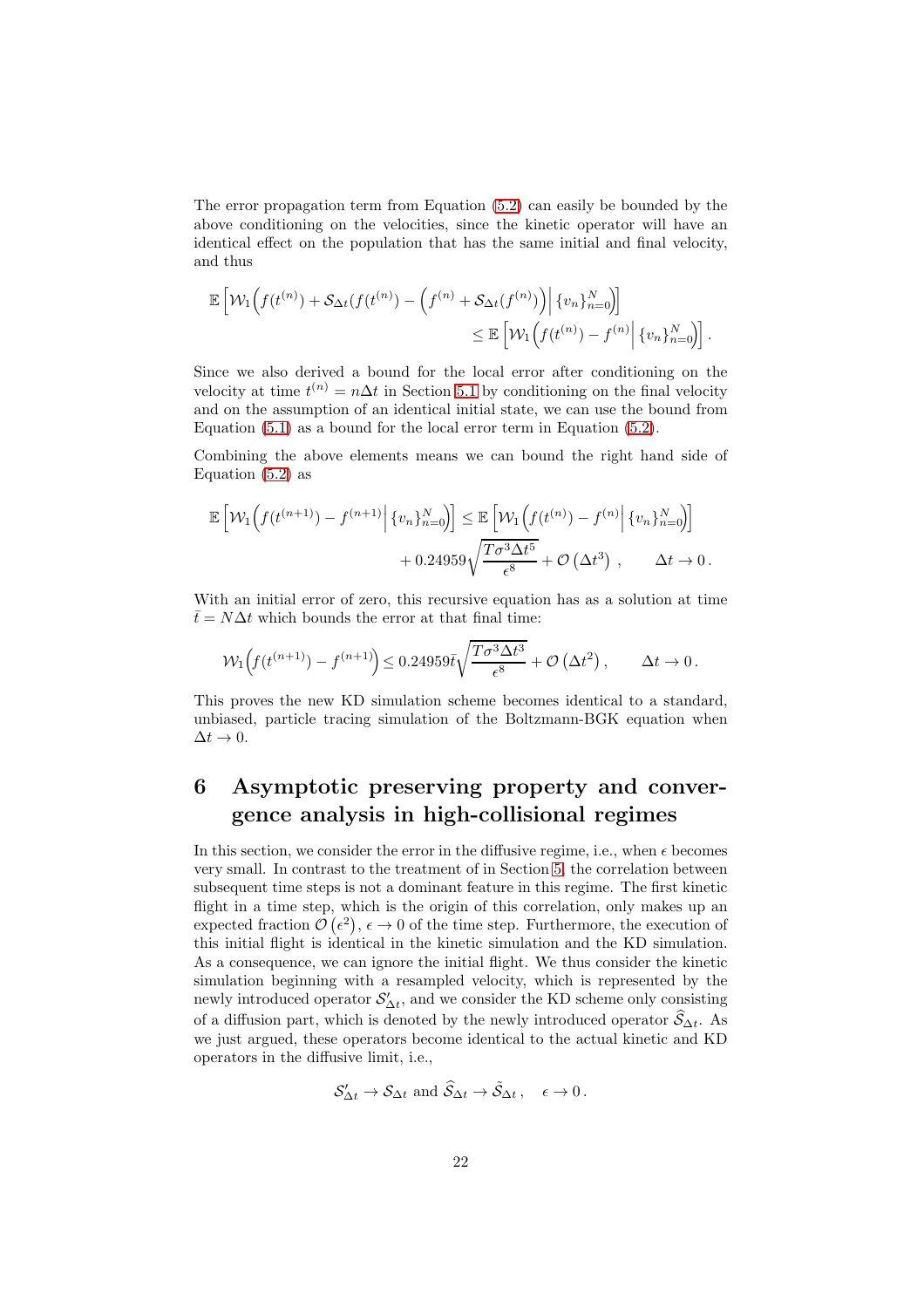The error propagation term from Equation (5.2) can easily be bounded by the above conditioning on the velocities, since the kinetic operator will have an identical effect on the population that has the same initial and final velocity, and thus

$$
\begin{aligned}
\mathbb{E}\left[\mathcal{W}_1\Big(f(t^{(n)}) + \mathcal{S}_{\Delta t}(f(t^{(n)}) - \Big(f^{(n)} + \mathcal{S}_{\Delta t}(f^{(n)})\Big)\Big|\, \{v_n\}_{n=0}^{N}\Big)\right] \\
\leq \mathbb{E}\left[\mathcal{W}_1\Big(f(t^{(n)}) - f^{(n)}\Big|\, \{v_n\}_{n=0}^{N}\Big)\right].
\end{aligned}
$$

Since we also derived a bound for the local error after conditioning on the velocity at time $t^{(n)} = n\Delta t$ in Section 5.1 by conditioning on the final velocity and on the assumption of an identical initial state, we can use the bound from Equation (5.1) as a bound for the local error term in Equation (5.2).

Combining the above elements means we can bound the right hand side of Equation (5.2) as

$$
\begin{aligned}
\mathbb{E}\left[\mathcal{W}_1\Big(f(t^{(n+1)}) - f^{(n+1)}\Big|\, \{v_n\}_{n=0}^{N}\Big)\right] \leq \mathbb{E}\left[\mathcal{W}_1\Big(f(t^{(n)}) - f^{(n)}\Big|\, \{v_n\}_{n=0}^{N}\Big)\right] \\
+ 0.24959\sqrt{\frac{T\sigma^3\Delta t^5}{\epsilon^8}} + \mathcal{O}\left(\Delta t^3\right), \qquad \Delta t \to 0\,.
\end{aligned}
$$

With an initial error of zero, this recursive equation has as a solution at time $\bar{t} = N\Delta t$ which bounds the error at that final time:

$$
\mathcal{W}_1\Big(f(t^{(n+1)}) - f^{(n+1)}\Big) \leq 0.24959\bar{t}\sqrt{\frac{T\sigma^3\Delta t^3}{\epsilon^8}} + \mathcal{O}\left(\Delta t^2\right), \qquad \Delta t \to 0\,.
$$

This proves the new KD simulation scheme becomes identical to a standard, unbiased, particle tracing simulation of the Boltzmann-BGK equation when $\Delta t \to 0$.

# 6 Asymptotic preserving property and convergence analysis in high-collisional regimes

In this section, we consider the error in the diffusive regime, i.e., when $\epsilon$ becomes very small. In contrast to the treatment of in Section 5, the correlation between subsequent time steps is not a dominant feature in this regime. The first kinetic flight in a time step, which is the origin of this correlation, only makes up an expected fraction $\mathcal{O}\left(\epsilon^2\right)$, $\epsilon \to 0$ of the time step. Furthermore, the execution of this initial flight is identical in the kinetic simulation and the KD simulation. As a consequence, we can ignore the initial flight. We thus consider the kinetic simulation beginning with a resampled velocity, which is represented by the newly introduced operator $\mathcal{S}'_{\Delta t}$, and we consider the KD scheme only consisting of a diffusion part, which is denoted by the newly introduced operator $\widehat{\mathcal{S}}_{\Delta t}$. As we just argued, these operators become identical to the actual kinetic and KD operators in the diffusive limit, i.e.,

$$
\mathcal{S}'_{\Delta t} \to \mathcal{S}_{\Delta t} \text{ and } \widehat{\mathcal{S}}_{\Delta t} \to \tilde{\mathcal{S}}_{\Delta t}\,, \quad \epsilon \to 0\,.
$$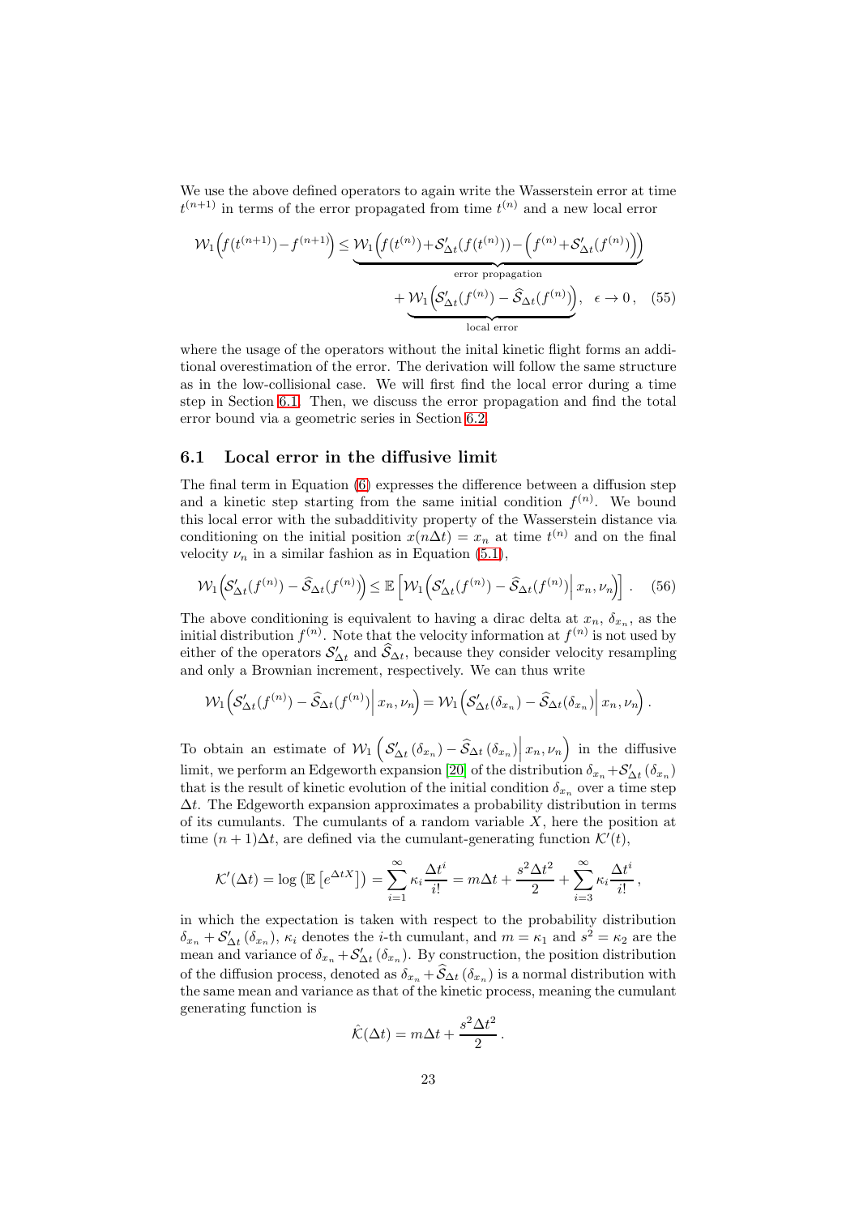We use the above defined operators to again write the Wasserstein error at time $t^{(n+1)}$ in terms of the error propagated from time $t^{(n)}$ and a new local error

$$
\mathcal{W}_1\Big(f(t^{(n+1)})-f^{(n+1)}\Big) \leq \underbrace{\mathcal{W}_1\Big(f(t^{(n)})+\mathcal{S}'_{\Delta t}(f(t^{(n)}))-\Big(f^{(n)}+\mathcal{S}'_{\Delta t}(f^{(n)})\Big)\Big)}_{\text{error propagation}} + \underbrace{\mathcal{W}_1\Big(\mathcal{S}'_{\Delta t}(f^{(n)}) - \widehat{\mathcal{S}}_{\Delta t}(f^{(n)})\Big)}_{\text{local error}}, \quad \epsilon \to 0\,, \quad (55)
$$

where the usage of the operators without the inital kinetic flight forms an additional overestimation of the error. The derivation will follow the same structure as in the low-collisional case. We will first find the local error during a time step in Section 6.1. Then, we discuss the error propagation and find the total error bound via a geometric series in Section 6.2.

## 6.1 Local error in the diffusive limit

The final term in Equation (6) expresses the difference between a diffusion step and a kinetic step starting from the same initial condition $f^{(n)}$. We bound this local error with the subadditivity property of the Wasserstein distance via conditioning on the initial position $x(n\Delta t) = x_n$ at time $t^{(n)}$ and on the final velocity $\nu_n$ in a similar fashion as in Equation (5.1),

$$
\mathcal{W}_1\Big(\mathcal{S}'_{\Delta t}(f^{(n)}) - \widehat{\mathcal{S}}_{\Delta t}(f^{(n)})\Big) \leq \mathbb{E}\left[\mathcal{W}_1\Big(\mathcal{S}'_{\Delta t}(f^{(n)}) - \widehat{\mathcal{S}}_{\Delta t}(f^{(n)})\Big| \, x_n, \nu_n\Big)\right]. \quad (56)
$$

The above conditioning is equivalent to having a dirac delta at $x_n$, $\delta_{x_n}$, as the initial distribution $f^{(n)}$. Note that the velocity information at $f^{(n)}$ is not used by either of the operators $\mathcal{S}'_{\Delta t}$ and $\widehat{\mathcal{S}}_{\Delta t}$, because they consider velocity resampling and only a Brownian increment, respectively. We can thus write

$$
\mathcal{W}_1\Big(\mathcal{S}'_{\Delta t}(f^{(n)}) - \widehat{\mathcal{S}}_{\Delta t}(f^{(n)})\Big| \, x_n, \nu_n\Big) = \mathcal{W}_1\Big(\mathcal{S}'_{\Delta t}(\delta_{x_n}) - \widehat{\mathcal{S}}_{\Delta t}(\delta_{x_n})\Big| \, x_n, \nu_n\Big)\,.
$$

To obtain an estimate of $\mathcal{W}_1\left(\mathcal{S}'_{\Delta t}\left(\delta_{x_n}\right) - \widehat{\mathcal{S}}_{\Delta t}\left(\delta_{x_n}\right)\Big| \, x_n, \nu_n\right)$ in the diffusive limit, we perform an Edgeworth expansion [20] of the distribution $\delta_{x_n}+\mathcal{S}'_{\Delta t}\left(\delta_{x_n}\right)$ that is the result of kinetic evolution of the initial condition $\delta_{x_n}$ over a time step $\Delta t$. The Edgeworth expansion approximates a probability distribution in terms of its cumulants. The cumulants of a random variable $X$, here the position at time $(n+1)\Delta t$, are defined via the cumulant-generating function $\mathcal{K}'(t)$,

$$
\mathcal{K}'(\Delta t) = \log\left(\mathbb{E}\left[e^{\Delta t X}\right]\right) = \sum_{i=1}^{\infty} \kappa_i \frac{\Delta t^i}{i!} = m\Delta t + \frac{s^2 \Delta t^2}{2} + \sum_{i=3}^{\infty} \kappa_i \frac{\Delta t^i}{i!}\,,
$$

in which the expectation is taken with respect to the probability distribution $\delta_{x_n} + \mathcal{S}'_{\Delta t}\left(\delta_{x_n}\right)$, $\kappa_i$ denotes the $i$-th cumulant, and $m = \kappa_1$ and $s^2 = \kappa_2$ are the mean and variance of $\delta_{x_n}+\mathcal{S}'_{\Delta t}\left(\delta_{x_n}\right)$. By construction, the position distribution of the diffusion process, denoted as $\delta_{x_n} + \widehat{\mathcal{S}}_{\Delta t}\left(\delta_{x_n}\right)$ is a normal distribution with the same mean and variance as that of the kinetic process, meaning the cumulant generating function is

$$
\hat{\mathcal{K}}(\Delta t) = m\Delta t + \frac{s^2 \Delta t^2}{2}\,.
$$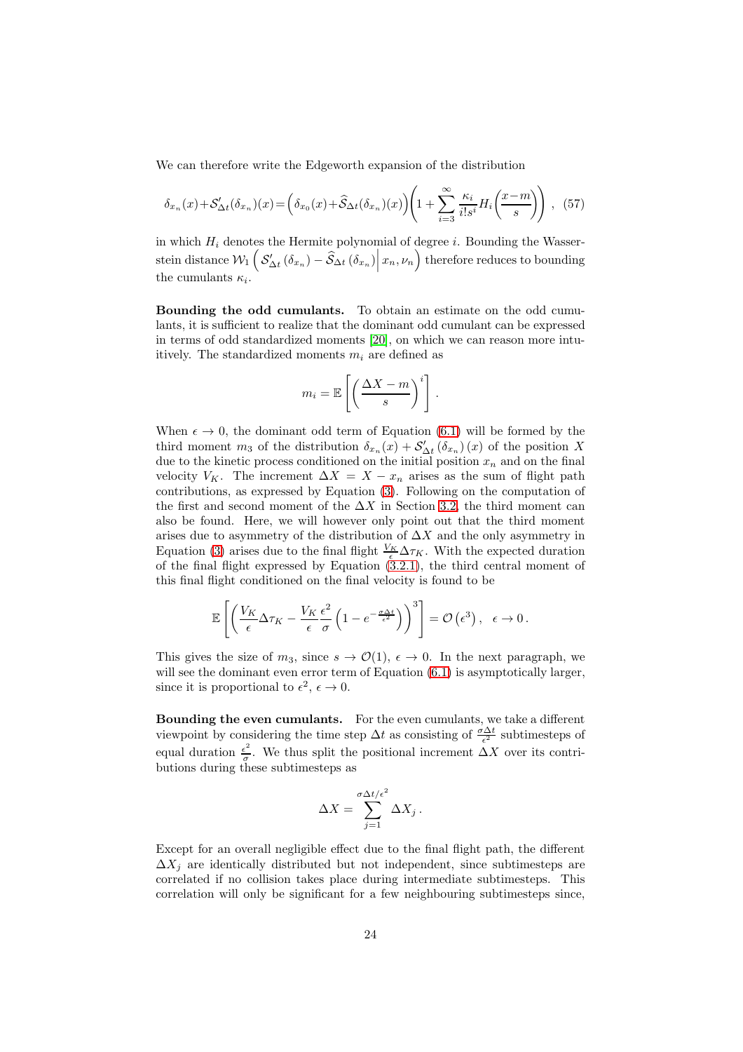We can therefore write the Edgeworth expansion of the distribution

$$\delta_{x_n}(x)+\mathcal{S}'_{\Delta t}(\delta_{x_n})(x)=\left(\delta_{x_0}(x)+\widehat{\mathcal{S}}_{\Delta t}(\delta_{x_n})(x)\right)\left(1+\sum_{i=3}^{\infty}\frac{\kappa_i}{i!s^i}H_i\left(\frac{x-m}{s}\right)\right)\,, \quad (57)$$

in which $H_i$ denotes the Hermite polynomial of degree $i$. Bounding the Wasserstein distance $\mathcal{W}_1\left(\mathcal{S}'_{\Delta t}\left(\delta_{x_n}\right)-\widehat{\mathcal{S}}_{\Delta t}\left(\delta_{x_n}\right)\middle| x_n,\nu_n\right)$ therefore reduces to bounding the cumulants $\kappa_i$.

**Bounding the odd cumulants.** To obtain an estimate on the odd cumulants, it is sufficient to realize that the dominant odd cumulant can be expressed in terms of odd standardized moments [20], on which we can reason more intuitively. The standardized moments $m_i$ are defined as

$$m_i = \mathbb{E}\left[\left(\frac{\Delta X - m}{s}\right)^i\right].$$

When $\epsilon \to 0$, the dominant odd term of Equation (6.1) will be formed by the third moment $m_3$ of the distribution $\delta_{x_n}(x) + \mathcal{S}'_{\Delta t}\left(\delta_{x_n}\right)(x)$ of the position $X$ due to the kinetic process conditioned on the initial position $x_n$ and on the final velocity $V_K$. The increment $\Delta X = X - x_n$ arises as the sum of flight path contributions, as expressed by Equation (3). Following on the computation of the first and second moment of the $\Delta X$ in Section 3.2, the third moment can also be found. Here, we will however only point out that the third moment arises due to asymmetry of the distribution of $\Delta X$ and the only asymmetry in Equation (3) arises due to the final flight $\frac{V_K}{\epsilon}\Delta\tau_K$. With the expected duration of the final flight expressed by Equation (3.2.1), the third central moment of this final flight conditioned on the final velocity is found to be

$$\mathbb{E}\left[\left(\frac{V_K}{\epsilon}\Delta\tau_K - \frac{V_K}{\epsilon}\frac{\epsilon^2}{\sigma}\left(1-e^{-\frac{\sigma\Delta t}{\epsilon^2}}\right)\right)^3\right] = \mathcal{O}\left(\epsilon^3\right), \quad \epsilon \to 0\,.$$

This gives the size of $m_3$, since $s \to \mathcal{O}(1)$, $\epsilon \to 0$. In the next paragraph, we will see the dominant even error term of Equation (6.1) is asymptotically larger, since it is proportional to $\epsilon^2$, $\epsilon \to 0$.

**Bounding the even cumulants.** For the even cumulants, we take a different viewpoint by considering the time step $\Delta t$ as consisting of $\frac{\sigma\Delta t}{\epsilon^2}$ subtimesteps of equal duration $\frac{\epsilon^2}{\sigma}$. We thus split the positional increment $\Delta X$ over its contributions during these subtimesteps as

$$\Delta X = \sum_{j=1}^{\sigma\Delta t/\epsilon^2}\Delta X_j\,.$$

Except for an overall negligible effect due to the final flight path, the different $\Delta X_j$ are identically distributed but not independent, since subtimesteps are correlated if no collision takes place during intermediate subtimesteps. This correlation will only be significant for a few neighbouring subtimesteps since,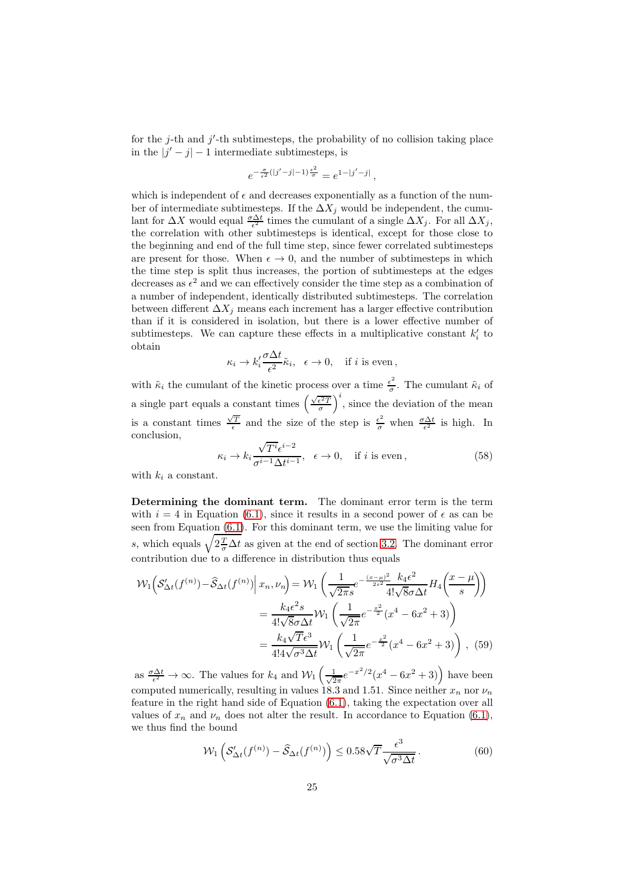for the $j$-th and $j'$-th subtimesteps, the probability of no collision taking place in the $|j'-j|-1$ intermediate subtimesteps, is

$$e^{-\frac{\sigma}{\epsilon^2}(|j'-j|-1)\frac{\epsilon^2}{\sigma}} = e^{1-|j'-j|}\,,$$

which is independent of $\epsilon$ and decreases exponentially as a function of the number of intermediate subtimesteps. If the $\Delta X_j$ would be independent, the cumulant for $\Delta X$ would equal $\frac{\sigma \Delta t}{\epsilon^2}$ times the cumulant of a single $\Delta X_j$. For all $\Delta X_j$, the correlation with other subtimesteps is identical, except for those close to the beginning and end of the full time step, since fewer correlated subtimesteps are present for those. When $\epsilon \to 0$, and the number of subtimesteps in which the time step is split thus increases, the portion of subtimesteps at the edges decreases as $\epsilon^2$ and we can effectively consider the time step as a combination of a number of independent, identically distributed subtimesteps. The correlation between different $\Delta X_j$ means each increment has a larger effective contribution than if it is considered in isolation, but there is a lower effective number of subtimesteps. We can capture these effects in a multiplicative constant $k_i'$ to obtain

$$\kappa_i \to k_i' \frac{\sigma \Delta t}{\epsilon^2} \tilde{\kappa}_i, \quad \epsilon \to 0, \quad \text{if } i \text{ is even}\,,$$

with $\tilde{\kappa}_i$ the cumulant of the kinetic process over a time $\frac{\epsilon^2}{\sigma}$. The cumulant $\tilde{\kappa}_i$ of a single part equals a constant times $\left(\frac{\sqrt{\epsilon^2 T}}{\sigma}\right)^i$, since the deviation of the mean is a constant times $\frac{\sqrt{T}}{\epsilon}$ and the size of the step is $\frac{\epsilon^2}{\sigma}$ when $\frac{\sigma \Delta t}{\epsilon^2}$ is high. In conclusion,

$$\kappa_i \to k_i \frac{\sqrt{T}^i \epsilon^{i-2}}{\sigma^{i-1} \Delta t^{i-1}}, \quad \epsilon \to 0, \quad \text{if } i \text{ is even}\,, \tag{58}$$

with $k_i$ a constant.

**Determining the dominant term.** The dominant error term is the term with $i=4$ in Equation (6.1), since it results in a second power of $\epsilon$ as can be seen from Equation (6.1). For this dominant term, we use the limiting value for $s$, which equals $\sqrt{2\frac{T}{\sigma}\Delta t}$ as given at the end of section 3.2. The dominant error contribution due to a difference in distribution thus equals

$$\begin{aligned}
\mathcal{W}_1\Big(\mathcal{S}'_{\Delta t}(f^{(n)}) - \widehat{\mathcal{S}}_{\Delta t}(f^{(n)}) \Big|\, x_n, \nu_n\Big) &= \mathcal{W}_1\left(\frac{1}{\sqrt{2\pi}s} e^{-\frac{(x-\mu)^2}{2s^2}} \frac{k_4 \epsilon^2}{4!\sqrt{8}\sigma \Delta t} H_4\!\left(\frac{x-\mu}{s}\right)\right) \\
&= \frac{k_4 \epsilon^2 s}{4!\sqrt{8}\sigma \Delta t} \mathcal{W}_1\left(\frac{1}{\sqrt{2\pi}} e^{-\frac{x^2}{2}} (x^4 - 6x^2 + 3)\right) \\
&= \frac{k_4 \sqrt{T} \epsilon^3}{4! 4 \sqrt{\sigma^3 \Delta t}} \mathcal{W}_1\left(\frac{1}{\sqrt{2\pi}} e^{-\frac{x^2}{2}} (x^4 - 6x^2 + 3)\right)\,, \quad (59)
\end{aligned}$$

as $\frac{\sigma \Delta t}{\epsilon^2} \to \infty$. The values for $k_4$ and $\mathcal{W}_1\left(\frac{1}{\sqrt{2\pi}} e^{-x^2/2}(x^4 - 6x^2 + 3)\right)$ have been computed numerically, resulting in values 18.3 and 1.51. Since neither $x_n$ nor $\nu_n$ feature in the right hand side of Equation (6.1), taking the expectation over all values of $x_n$ and $\nu_n$ does not alter the result. In accordance to Equation (6.1), we thus find the bound

$$\mathcal{W}_1\left(\mathcal{S}'_{\Delta t}(f^{(n)}) - \widehat{\mathcal{S}}_{\Delta t}(f^{(n)})\right) \le 0.58\sqrt{T} \frac{\epsilon^3}{\sqrt{\sigma^3 \Delta t}}\,. \tag{60}$$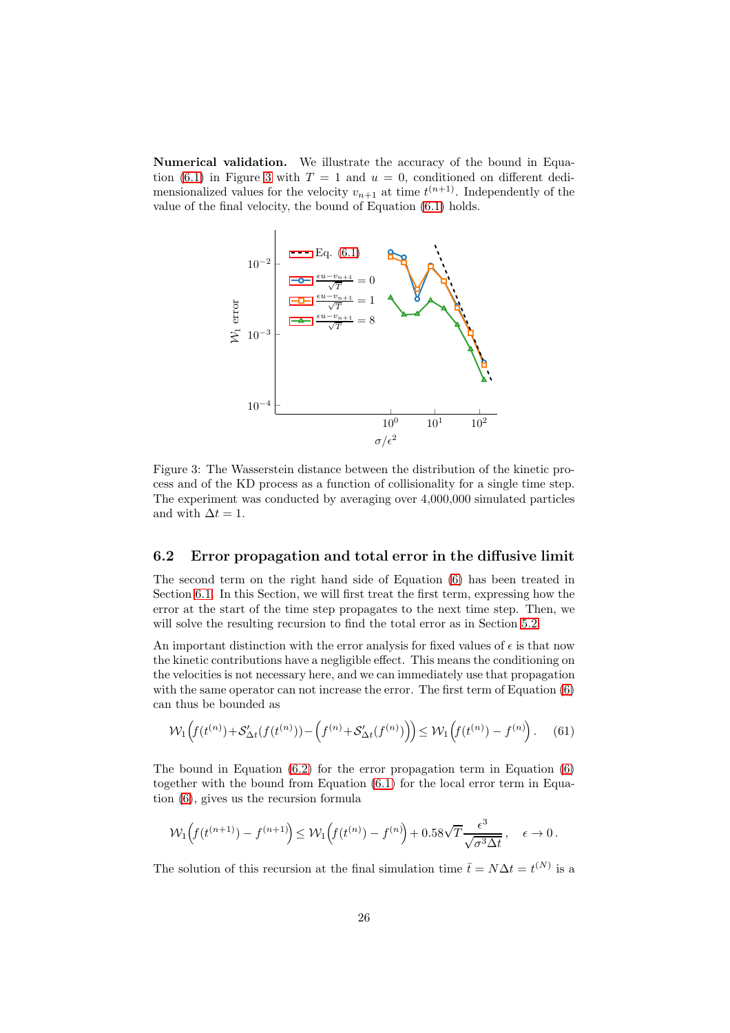**Numerical validation.** We illustrate the accuracy of the bound in Equation (6.1) in Figure 3 with $T = 1$ and $u = 0$, conditioned on different dedimensionalized values for the velocity $v_{n+1}$ at time $t^{(n+1)}$. Independently of the value of the final velocity, the bound of Equation (6.1) holds.

Figure 3: The Wasserstein distance between the distribution of the kinetic process and of the KD process as a function of collisionality for a single time step. The experiment was conducted by averaging over 4,000,000 simulated particles and with $\Delta t = 1$.

## 6.2 Error propagation and total error in the diffusive limit

The second term on the right hand side of Equation (6) has been treated in Section 6.1. In this Section, we will first treat the first term, expressing how the error at the start of the time step propagates to the next time step. Then, we will solve the resulting recursion to find the total error as in Section 5.2.

An important distinction with the error analysis for fixed values of $\epsilon$ is that now the kinetic contributions have a negligible effect. This means the conditioning on the velocities is not necessary here, and we can immediately use that propagation with the same operator can not increase the error. The first term of Equation (6) can thus be bounded as

$$\mathcal{W}_1\Big(f(t^{(n)})+\mathcal{S}'_{\Delta t}(f(t^{(n)}))-\Big(f^{(n)}+\mathcal{S}'_{\Delta t}(f^{(n)})\Big)\Big) \leq \mathcal{W}_1\Big(f(t^{(n)})-f^{(n)}\Big)\,. \quad (61)$$

The bound in Equation (6.2) for the error propagation term in Equation (6) together with the bound from Equation (6.1) for the local error term in Equation (6), gives us the recursion formula

$$\mathcal{W}_1\Big(f(t^{(n+1)})-f^{(n+1)}\Big) \leq \mathcal{W}_1\Big(f(t^{(n)})-f^{(n)}\Big) + 0.58\sqrt{T}\frac{\epsilon^3}{\sqrt{\sigma^3\Delta t}}\,, \quad \epsilon \to 0\,.$$

The solution of this recursion at the final simulation time $\bar{t} = N\Delta t = t^{(N)}$ is a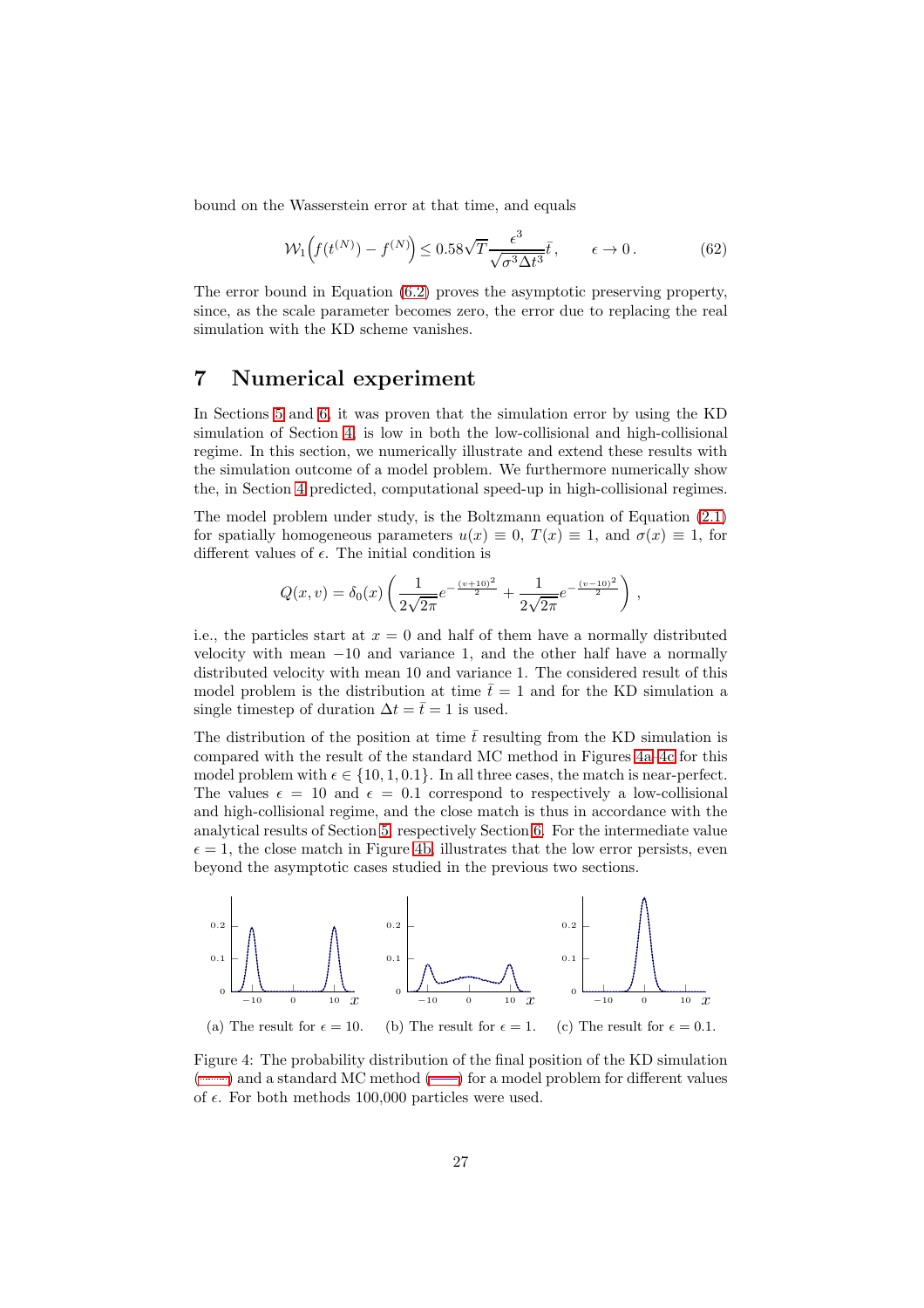bound on the Wasserstein error at that time, and equals

$$\mathcal{W}_1\Big(f(t^{(N)}) - f^{(N)}\Big) \leq 0.58\sqrt{T}\frac{\epsilon^3}{\sqrt{\sigma^3 \Delta t^3}}\bar{t}\,, \qquad \epsilon \to 0\,. \tag{62}$$

The error bound in Equation (6.2) proves the asymptotic preserving property, since, as the scale parameter becomes zero, the error due to replacing the real simulation with the KD scheme vanishes.

# 7 Numerical experiment

In Sections 5 and 6, it was proven that the simulation error by using the KD simulation of Section 4, is low in both the low-collisional and high-collisional regime. In this section, we numerically illustrate and extend these results with the simulation outcome of a model problem. We furthermore numerically show the, in Section 4 predicted, computational speed-up in high-collisional regimes.

The model problem under study, is the Boltzmann equation of Equation (2.1) for spatially homogeneous parameters $u(x) \equiv 0$, $T(x) \equiv 1$, and $\sigma(x) \equiv 1$, for different values of $\epsilon$. The initial condition is

$$Q(x,v) = \delta_0(x)\left(\frac{1}{2\sqrt{2\pi}}e^{-\frac{(v+10)^2}{2}} + \frac{1}{2\sqrt{2\pi}}e^{-\frac{(v-10)^2}{2}}\right)\,,$$

i.e., the particles start at $x = 0$ and half of them have a normally distributed velocity with mean $-10$ and variance 1, and the other half have a normally distributed velocity with mean 10 and variance 1. The considered result of this model problem is the distribution at time $\bar{t} = 1$ and for the KD simulation a single timestep of duration $\Delta t = \bar{t} = 1$ is used.

The distribution of the position at time $\bar{t}$ resulting from the KD simulation is compared with the result of the standard MC method in Figures 4a–4c for this model problem with $\epsilon \in \{10, 1, 0.1\}$. In all three cases, the match is near-perfect. The values $\epsilon = 10$ and $\epsilon = 0.1$ correspond to respectively a low-collisional and high-collisional regime, and the close match is thus in accordance with the analytical results of Section 5, respectively Section 6. For the intermediate value $\epsilon = 1$, the close match in Figure 4b, illustrates that the low error persists, even beyond the asymptotic cases studied in the previous two sections.

(a) The result for $\epsilon = 10$.

(b) The result for $\epsilon = 1$.

(c) The result for $\epsilon = 0.1$.

Figure 4: The probability distribution of the final position of the KD simulation (dotted) and a standard MC method (solid) for a model problem for different values of $\epsilon$. For both methods 100,000 particles were used.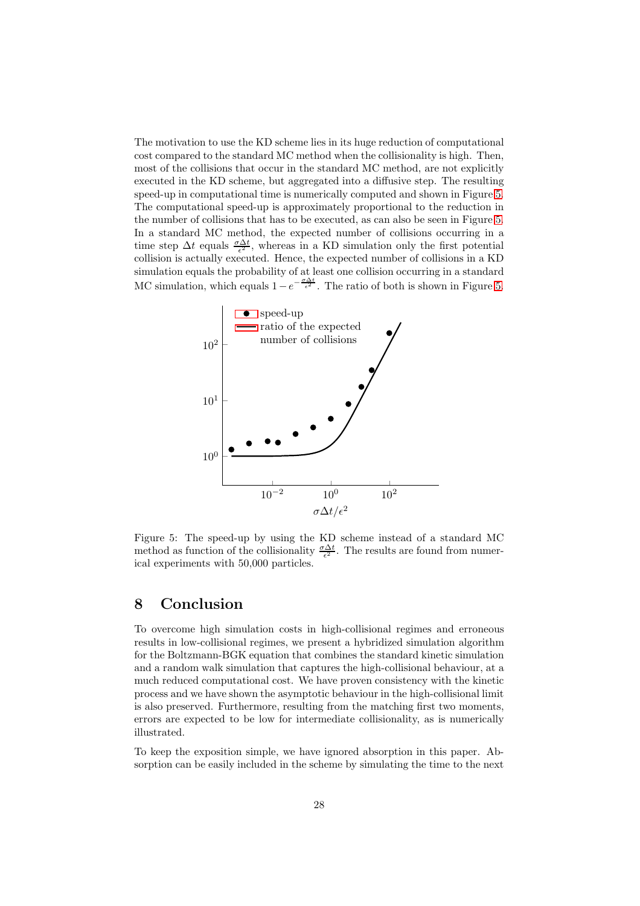The motivation to use the KD scheme lies in its huge reduction of computational cost compared to the standard MC method when the collisionality is high. Then, most of the collisions that occur in the standard MC method, are not explicitly executed in the KD scheme, but aggregated into a diffusive step. The resulting speed-up in computational time is numerically computed and shown in Figure 5. The computational speed-up is approximately proportional to the reduction in the number of collisions that has to be executed, as can also be seen in Figure 5. In a standard MC method, the expected number of collisions occurring in a time step $\Delta t$ equals $\frac{\sigma \Delta t}{\epsilon^2}$, whereas in a KD simulation only the first potential collision is actually executed. Hence, the expected number of collisions in a KD simulation equals the probability of at least one collision occurring in a standard MC simulation, which equals $1 - e^{-\frac{\sigma \Delta t}{\epsilon^2}}$. The ratio of both is shown in Figure 5.

Figure 5: The speed-up by using the KD scheme instead of a standard MC method as function of the collisionality $\frac{\sigma \Delta t}{\epsilon^2}$. The results are found from numerical experiments with 50,000 particles.

## 8 Conclusion

To overcome high simulation costs in high-collisional regimes and erroneous results in low-collisional regimes, we present a hybridized simulation algorithm for the Boltzmann-BGK equation that combines the standard kinetic simulation and a random walk simulation that captures the high-collisional behaviour, at a much reduced computational cost. We have proven consistency with the kinetic process and we have shown the asymptotic behaviour in the high-collisional limit is also preserved. Furthermore, resulting from the matching first two moments, errors are expected to be low for intermediate collisionality, as is numerically illustrated.

To keep the exposition simple, we have ignored absorption in this paper. Absorption can be easily included in the scheme by simulating the time to the next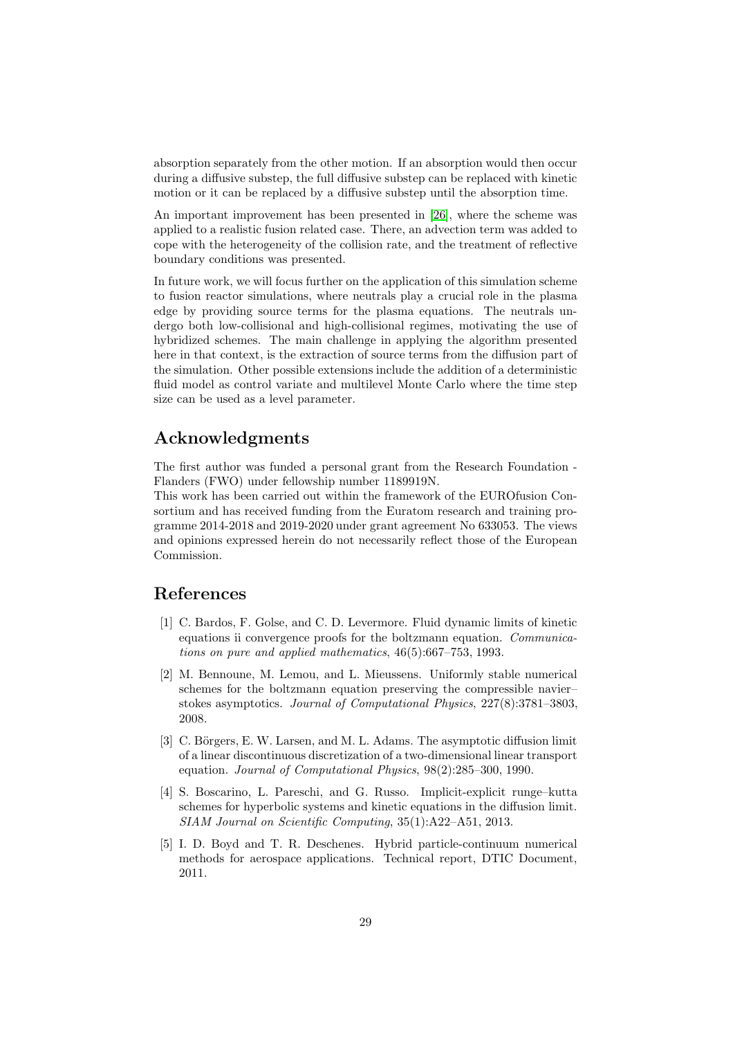absorption separately from the other motion. If an absorption would then occur during a diffusive substep, the full diffusive substep can be replaced with kinetic motion or it can be replaced by a diffusive substep until the absorption time.

An important improvement has been presented in [26], where the scheme was applied to a realistic fusion related case. There, an advection term was added to cope with the heterogeneity of the collision rate, and the treatment of reflective boundary conditions was presented.

In future work, we will focus further on the application of this simulation scheme to fusion reactor simulations, where neutrals play a crucial role in the plasma edge by providing source terms for the plasma equations. The neutrals undergo both low-collisional and high-collisional regimes, motivating the use of hybridized schemes. The main challenge in applying the algorithm presented here in that context, is the extraction of source terms from the diffusion part of the simulation. Other possible extensions include the addition of a deterministic fluid model as control variate and multilevel Monte Carlo where the time step size can be used as a level parameter.

## Acknowledgments

The first author was funded a personal grant from the Research Foundation - Flanders (FWO) under fellowship number 1189919N.
This work has been carried out within the framework of the EUROfusion Consortium and has received funding from the Euratom research and training programme 2014-2018 and 2019-2020 under grant agreement No 633053. The views and opinions expressed herein do not necessarily reflect those of the European Commission.

## References

[1] C. Bardos, F. Golse, and C. D. Levermore. Fluid dynamic limits of kinetic equations ii convergence proofs for the boltzmann equation. *Communications on pure and applied mathematics*, 46(5):667–753, 1993.

[2] M. Bennoune, M. Lemou, and L. Mieussens. Uniformly stable numerical schemes for the boltzmann equation preserving the compressible navier–stokes asymptotics. *Journal of Computational Physics*, 227(8):3781–3803, 2008.

[3] C. Börgers, E. W. Larsen, and M. L. Adams. The asymptotic diffusion limit of a linear discontinuous discretization of a two-dimensional linear transport equation. *Journal of Computational Physics*, 98(2):285–300, 1990.

[4] S. Boscarino, L. Pareschi, and G. Russo. Implicit-explicit runge–kutta schemes for hyperbolic systems and kinetic equations in the diffusion limit. *SIAM Journal on Scientific Computing*, 35(1):A22–A51, 2013.

[5] I. D. Boyd and T. R. Deschenes. Hybrid particle-continuum numerical methods for aerospace applications. Technical report, DTIC Document, 2011.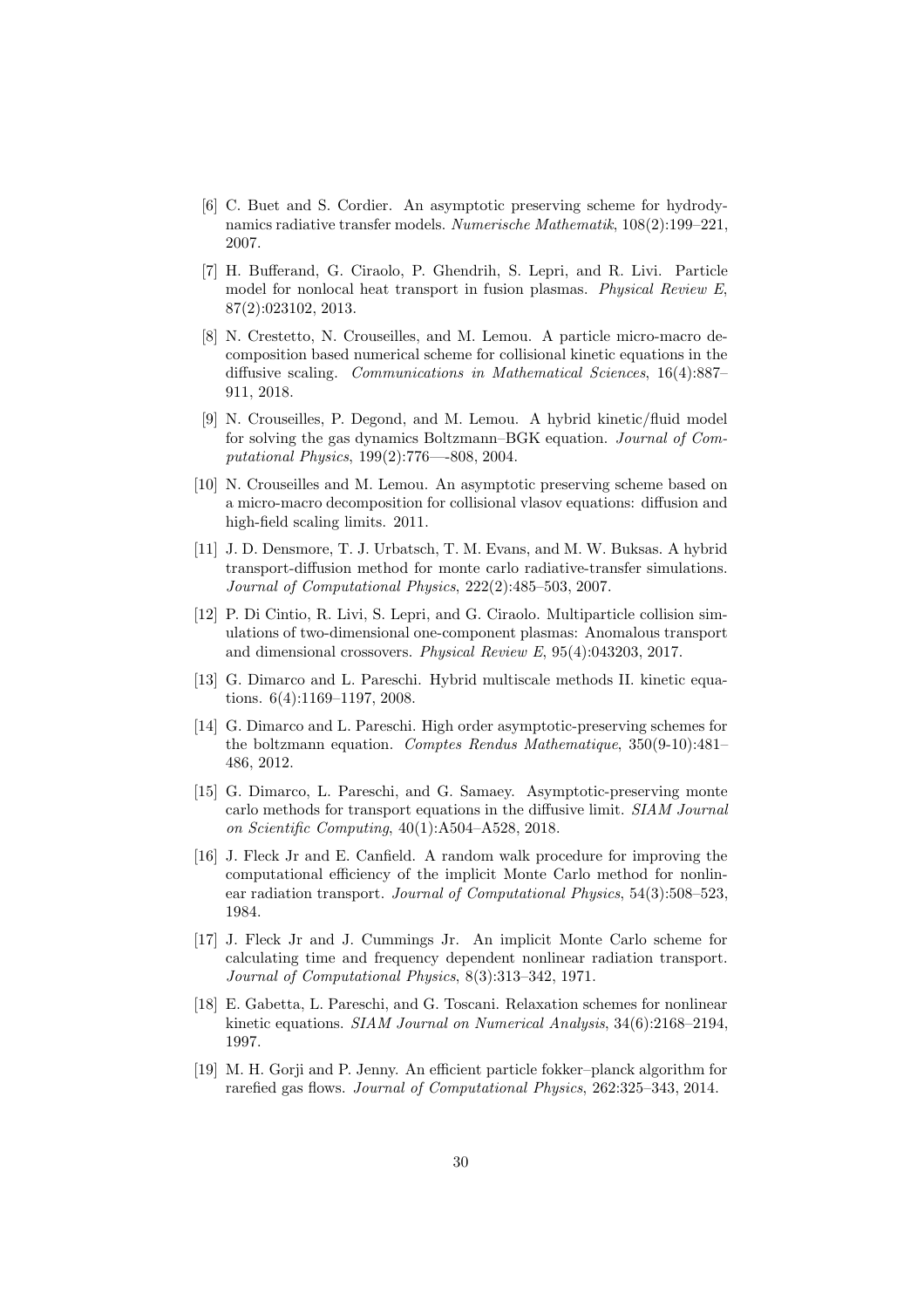[6] C. Buet and S. Cordier. An asymptotic preserving scheme for hydrodynamics radiative transfer models. *Numerische Mathematik*, 108(2):199–221, 2007.

[7] H. Bufferand, G. Ciraolo, P. Ghendrih, S. Lepri, and R. Livi. Particle model for nonlocal heat transport in fusion plasmas. *Physical Review E*, 87(2):023102, 2013.

[8] N. Crestetto, N. Crouseilles, and M. Lemou. A particle micro-macro decomposition based numerical scheme for collisional kinetic equations in the diffusive scaling. *Communications in Mathematical Sciences*, 16(4):887–911, 2018.

[9] N. Crouseilles, P. Degond, and M. Lemou. A hybrid kinetic/fluid model for solving the gas dynamics Boltzmann–BGK equation. *Journal of Computational Physics*, 199(2):776—-808, 2004.

[10] N. Crouseilles and M. Lemou. An asymptotic preserving scheme based on a micro-macro decomposition for collisional vlasov equations: diffusion and high-field scaling limits. 2011.

[11] J. D. Densmore, T. J. Urbatsch, T. M. Evans, and M. W. Buksas. A hybrid transport-diffusion method for monte carlo radiative-transfer simulations. *Journal of Computational Physics*, 222(2):485–503, 2007.

[12] P. Di Cintio, R. Livi, S. Lepri, and G. Ciraolo. Multiparticle collision simulations of two-dimensional one-component plasmas: Anomalous transport and dimensional crossovers. *Physical Review E*, 95(4):043203, 2017.

[13] G. Dimarco and L. Pareschi. Hybrid multiscale methods II. kinetic equations. 6(4):1169–1197, 2008.

[14] G. Dimarco and L. Pareschi. High order asymptotic-preserving schemes for the boltzmann equation. *Comptes Rendus Mathematique*, 350(9-10):481–486, 2012.

[15] G. Dimarco, L. Pareschi, and G. Samaey. Asymptotic-preserving monte carlo methods for transport equations in the diffusive limit. *SIAM Journal on Scientific Computing*, 40(1):A504–A528, 2018.

[16] J. Fleck Jr and E. Canfield. A random walk procedure for improving the computational efficiency of the implicit Monte Carlo method for nonlinear radiation transport. *Journal of Computational Physics*, 54(3):508–523, 1984.

[17] J. Fleck Jr and J. Cummings Jr. An implicit Monte Carlo scheme for calculating time and frequency dependent nonlinear radiation transport. *Journal of Computational Physics*, 8(3):313–342, 1971.

[18] E. Gabetta, L. Pareschi, and G. Toscani. Relaxation schemes for nonlinear kinetic equations. *SIAM Journal on Numerical Analysis*, 34(6):2168–2194, 1997.

[19] M. H. Gorji and P. Jenny. An efficient particle fokker–planck algorithm for rarefied gas flows. *Journal of Computational Physics*, 262:325–343, 2014.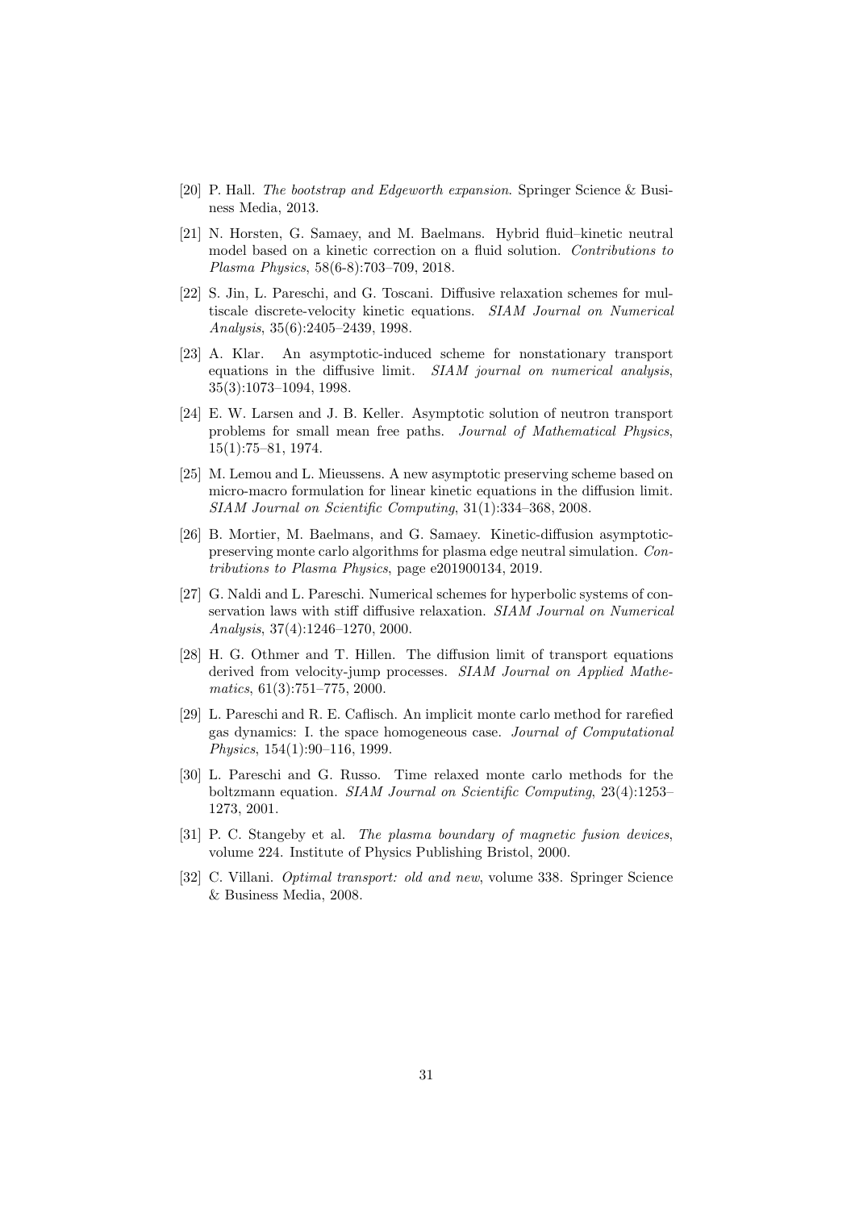[20] P. Hall. *The bootstrap and Edgeworth expansion*. Springer Science & Business Media, 2013.

[21] N. Horsten, G. Samaey, and M. Baelmans. Hybrid fluid–kinetic neutral model based on a kinetic correction on a fluid solution. *Contributions to Plasma Physics*, 58(6-8):703–709, 2018.

[22] S. Jin, L. Pareschi, and G. Toscani. Diffusive relaxation schemes for multiscale discrete-velocity kinetic equations. *SIAM Journal on Numerical Analysis*, 35(6):2405–2439, 1998.

[23] A. Klar. An asymptotic-induced scheme for nonstationary transport equations in the diffusive limit. *SIAM journal on numerical analysis*, 35(3):1073–1094, 1998.

[24] E. W. Larsen and J. B. Keller. Asymptotic solution of neutron transport problems for small mean free paths. *Journal of Mathematical Physics*, 15(1):75–81, 1974.

[25] M. Lemou and L. Mieussens. A new asymptotic preserving scheme based on micro-macro formulation for linear kinetic equations in the diffusion limit. *SIAM Journal on Scientific Computing*, 31(1):334–368, 2008.

[26] B. Mortier, M. Baelmans, and G. Samaey. Kinetic-diffusion asymptotic-preserving monte carlo algorithms for plasma edge neutral simulation. *Contributions to Plasma Physics*, page e201900134, 2019.

[27] G. Naldi and L. Pareschi. Numerical schemes for hyperbolic systems of conservation laws with stiff diffusive relaxation. *SIAM Journal on Numerical Analysis*, 37(4):1246–1270, 2000.

[28] H. G. Othmer and T. Hillen. The diffusion limit of transport equations derived from velocity-jump processes. *SIAM Journal on Applied Mathematics*, 61(3):751–775, 2000.

[29] L. Pareschi and R. E. Caflisch. An implicit monte carlo method for rarefied gas dynamics: I. the space homogeneous case. *Journal of Computational Physics*, 154(1):90–116, 1999.

[30] L. Pareschi and G. Russo. Time relaxed monte carlo methods for the boltzmann equation. *SIAM Journal on Scientific Computing*, 23(4):1253–1273, 2001.

[31] P. C. Stangeby et al. *The plasma boundary of magnetic fusion devices*, volume 224. Institute of Physics Publishing Bristol, 2000.

[32] C. Villani. *Optimal transport: old and new*, volume 338. Springer Science & Business Media, 2008.